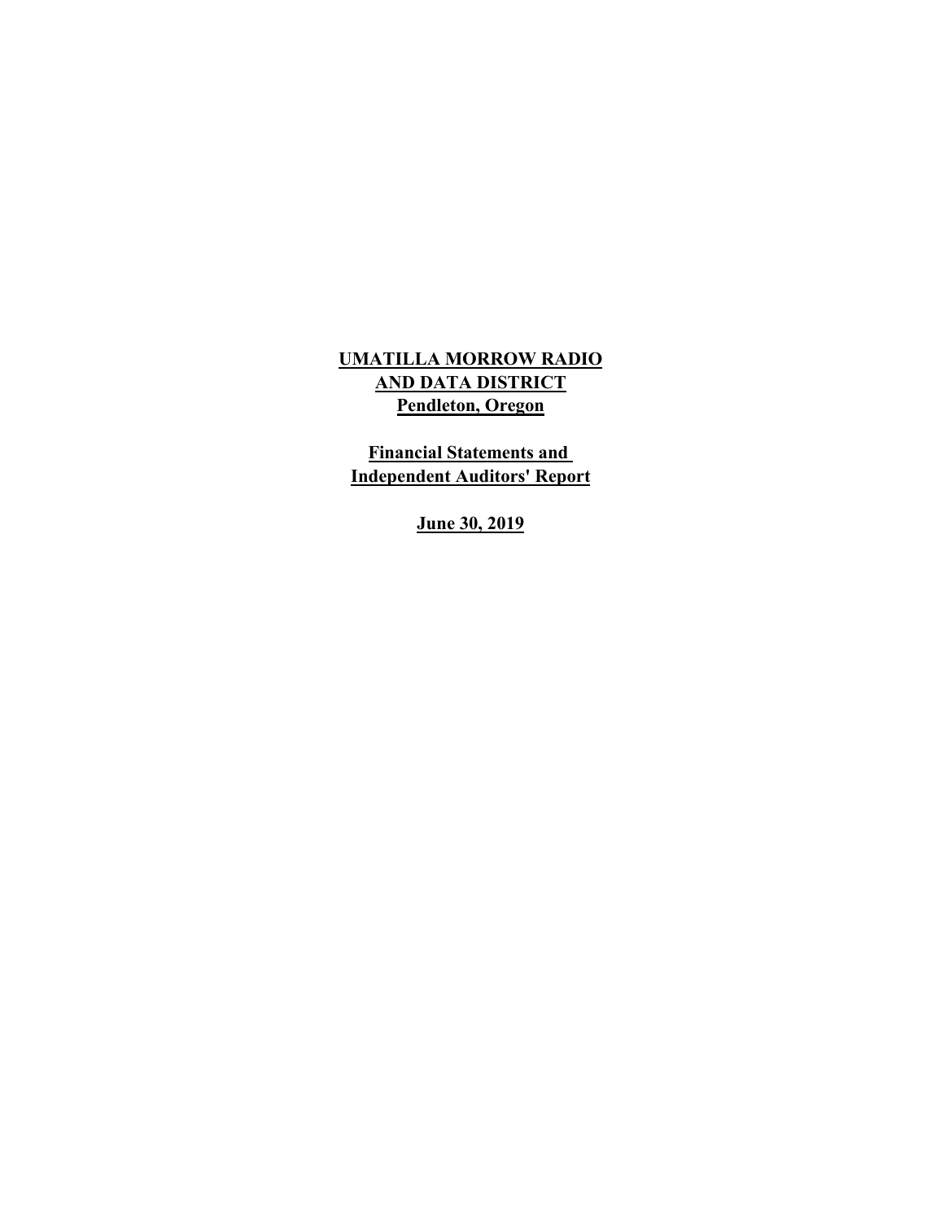# UMATILLA MORROW RADIO AND DATA DISTRICT

**Pendleton, Oregon**

**Financial Statements and Independent Auditors' Report**

**June 30, 2019**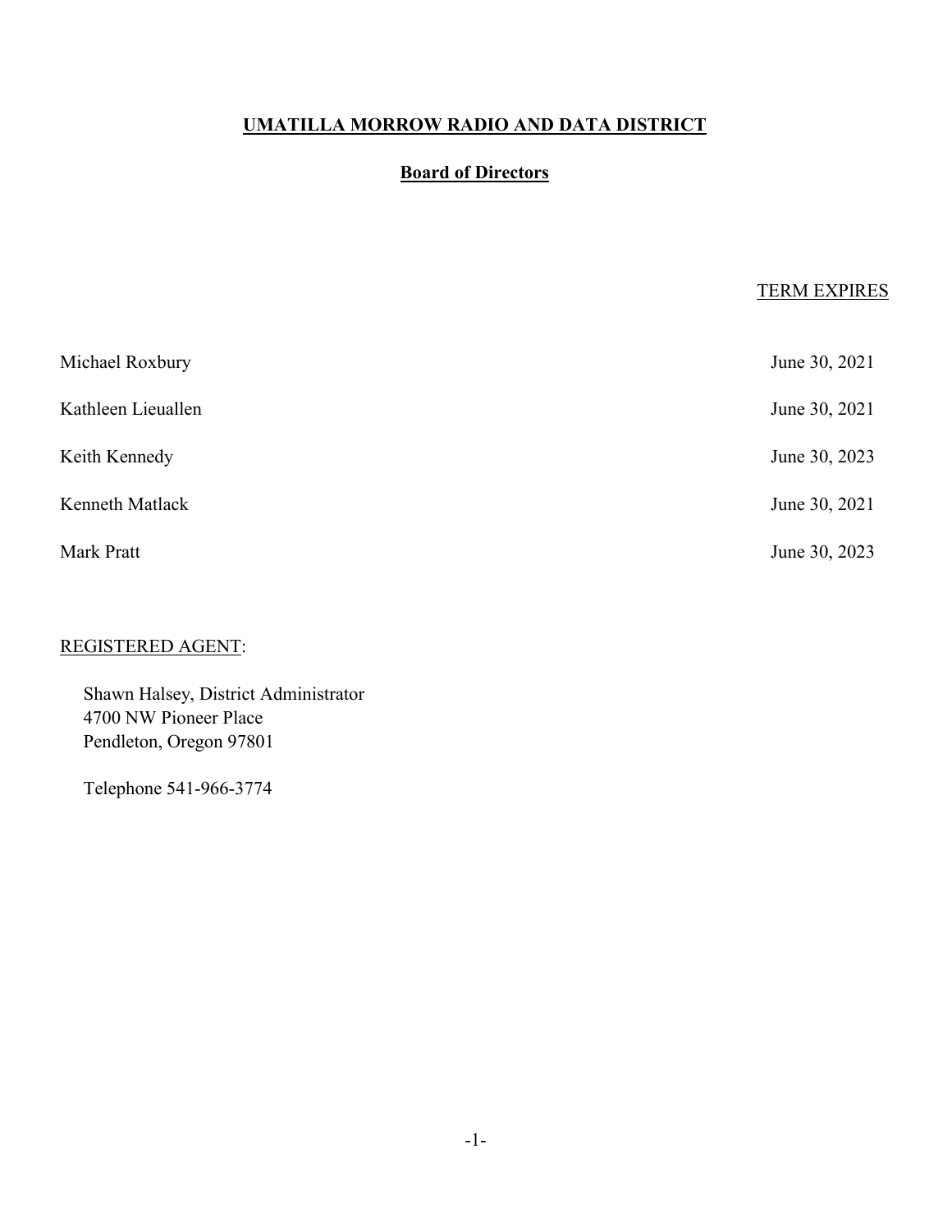# UMATILLA MORROW RADIO AND DATA DISTRICT

## Board of Directors

| | TERM EXPIRES |
|---|---|
| Michael Roxbury | June 30, 2021 |
| Kathleen Lieuallen | June 30, 2021 |
| Keith Kennedy | June 30, 2023 |
| Kenneth Matlack | June 30, 2021 |
| Mark Pratt | June 30, 2023 |

REGISTERED AGENT:

Shawn Halsey, District Administrator
4700 NW Pioneer Place
Pendleton, Oregon 97801

Telephone 541-966-3774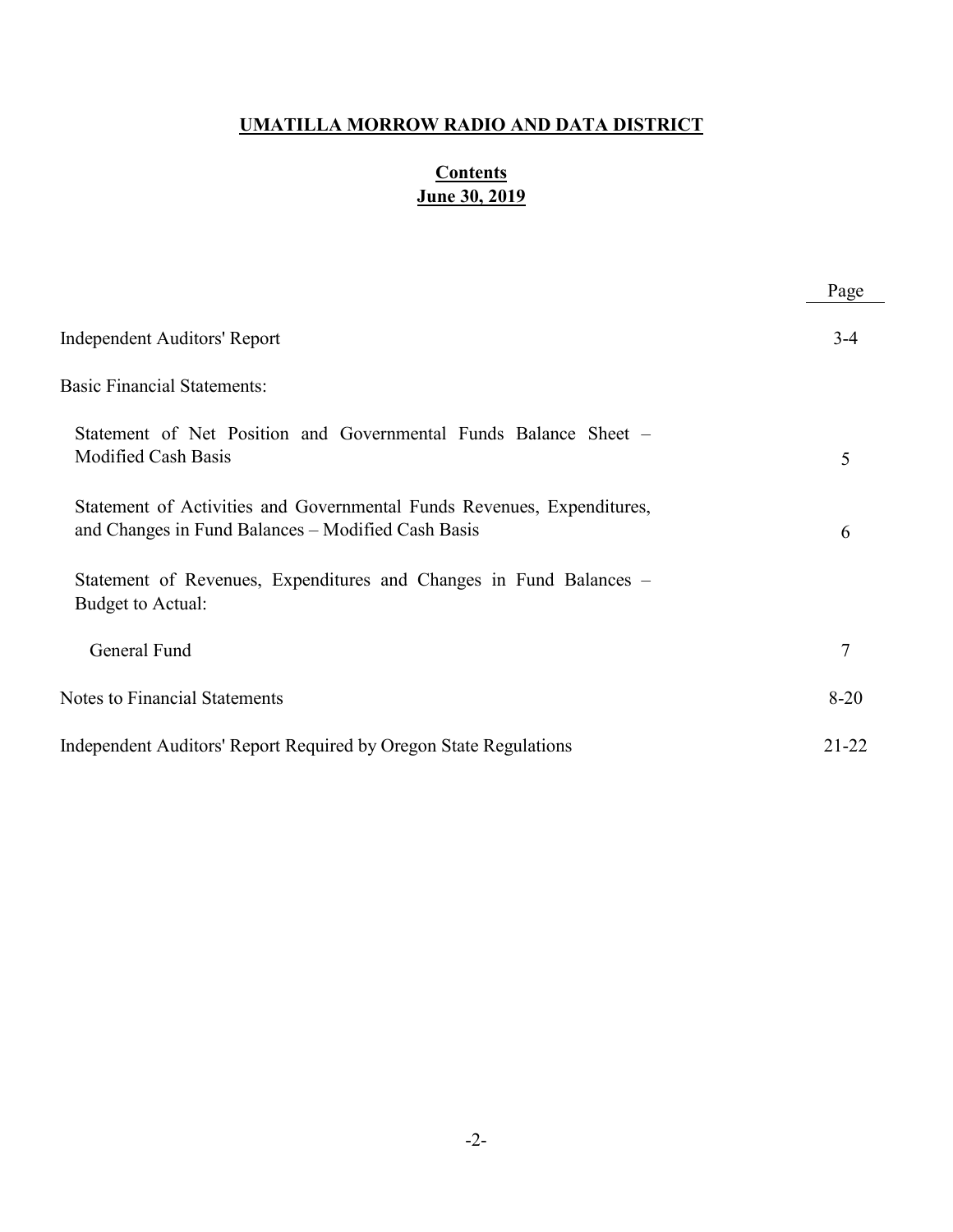# UMATILLA MORROW RADIO AND DATA DISTRICT

## Contents
## June 30, 2019

| | Page |
|---|---|
| Independent Auditors' Report | 3-4 |
| Basic Financial Statements: | |
| Statement of Net Position and Governmental Funds Balance Sheet – Modified Cash Basis | 5 |
| Statement of Activities and Governmental Funds Revenues, Expenditures, and Changes in Fund Balances – Modified Cash Basis | 6 |
| Statement of Revenues, Expenditures and Changes in Fund Balances – Budget to Actual: | |
| General Fund | 7 |
| Notes to Financial Statements | 8-20 |
| Independent Auditors' Report Required by Oregon State Regulations | 21-22 |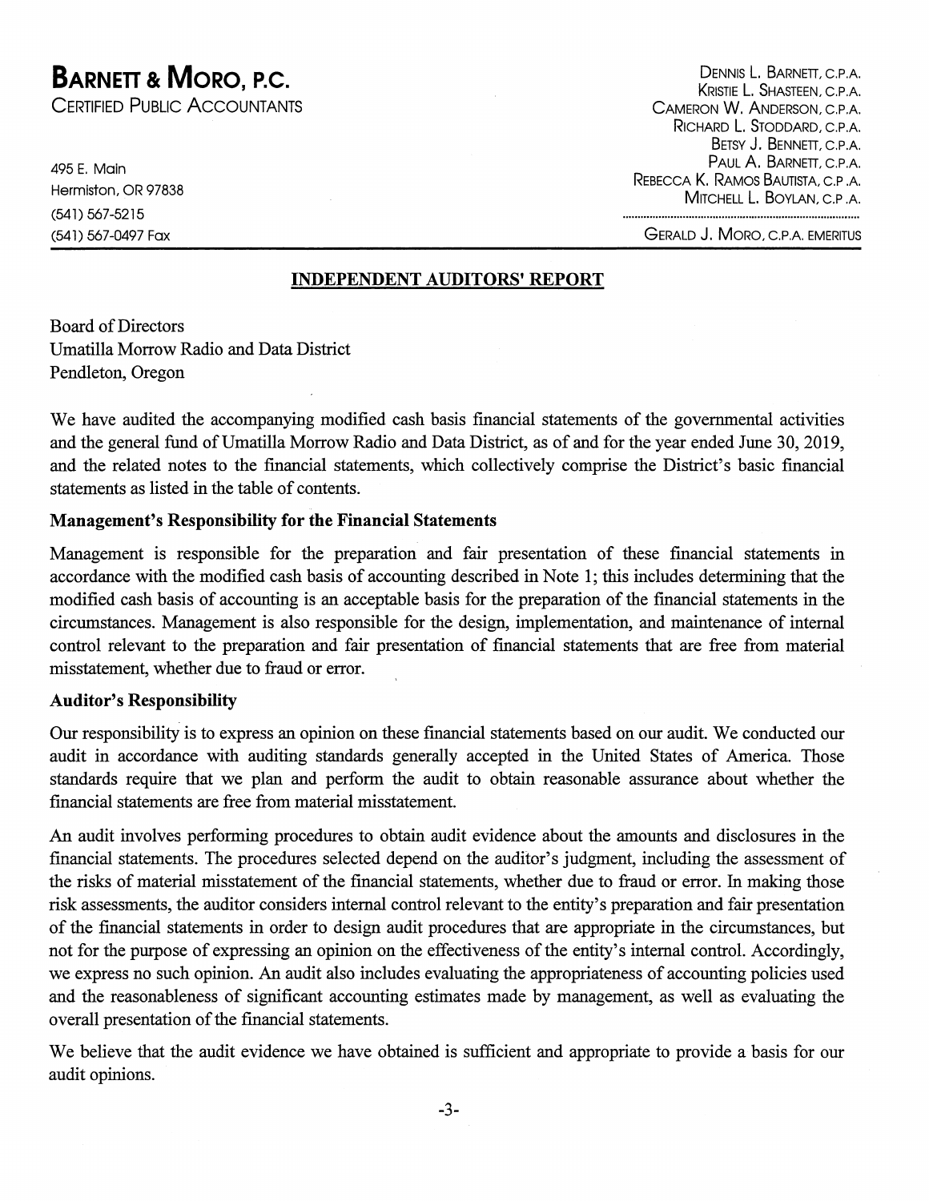# BARNETT & MORO, P.C.
CERTIFIED PUBLIC ACCOUNTANTS

495 E. Main
Hermiston, OR 97838
(541) 567-5215
(541) 567-0497 Fax

DENNIS L. BARNETT, C.P.A.
KRISTIE L. SHASTEEN, C.P.A.
CAMERON W. ANDERSON, C.P.A.
RICHARD L. STODDARD, C.P.A.
BETSY J. BENNETT, C.P.A.
PAUL A. BARNETT, C.P.A.
REBECCA K. RAMOS BAUTISTA, C.P.A.
MITCHELL L. BOYLAN, C.P.A.

GERALD J. MORO, C.P.A. EMERITUS

## INDEPENDENT AUDITORS' REPORT

Board of Directors
Umatilla Morrow Radio and Data District
Pendleton, Oregon

We have audited the accompanying modified cash basis financial statements of the governmental activities and the general fund of Umatilla Morrow Radio and Data District, as of and for the year ended June 30, 2019, and the related notes to the financial statements, which collectively comprise the District's basic financial statements as listed in the table of contents.

### Management's Responsibility for the Financial Statements

Management is responsible for the preparation and fair presentation of these financial statements in accordance with the modified cash basis of accounting described in Note 1; this includes determining that the modified cash basis of accounting is an acceptable basis for the preparation of the financial statements in the circumstances. Management is also responsible for the design, implementation, and maintenance of internal control relevant to the preparation and fair presentation of financial statements that are free from material misstatement, whether due to fraud or error.

### Auditor's Responsibility

Our responsibility is to express an opinion on these financial statements based on our audit. We conducted our audit in accordance with auditing standards generally accepted in the United States of America. Those standards require that we plan and perform the audit to obtain reasonable assurance about whether the financial statements are free from material misstatement.

An audit involves performing procedures to obtain audit evidence about the amounts and disclosures in the financial statements. The procedures selected depend on the auditor's judgment, including the assessment of the risks of material misstatement of the financial statements, whether due to fraud or error. In making those risk assessments, the auditor considers internal control relevant to the entity's preparation and fair presentation of the financial statements in order to design audit procedures that are appropriate in the circumstances, but not for the purpose of expressing an opinion on the effectiveness of the entity's internal control. Accordingly, we express no such opinion. An audit also includes evaluating the appropriateness of accounting policies used and the reasonableness of significant accounting estimates made by management, as well as evaluating the overall presentation of the financial statements.

We believe that the audit evidence we have obtained is sufficient and appropriate to provide a basis for our audit opinions.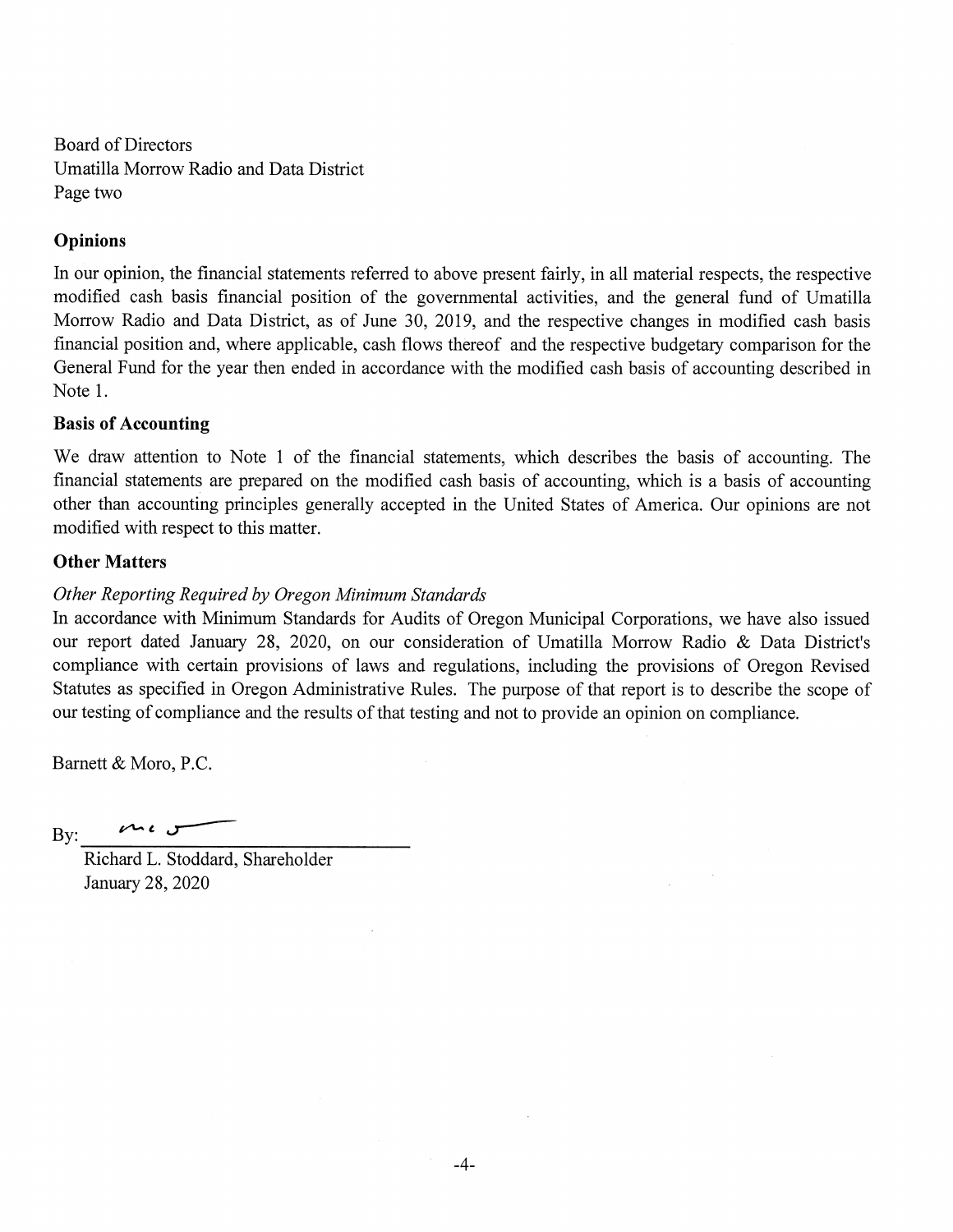Board of Directors
Umatilla Morrow Radio and Data District
Page two

## Opinions

In our opinion, the financial statements referred to above present fairly, in all material respects, the respective modified cash basis financial position of the governmental activities, and the general fund of Umatilla Morrow Radio and Data District, as of June 30, 2019, and the respective changes in modified cash basis financial position and, where applicable, cash flows thereof and the respective budgetary comparison for the General Fund for the year then ended in accordance with the modified cash basis of accounting described in Note 1.

## Basis of Accounting

We draw attention to Note 1 of the financial statements, which describes the basis of accounting. The financial statements are prepared on the modified cash basis of accounting, which is a basis of accounting other than accounting principles generally accepted in the United States of America. Our opinions are not modified with respect to this matter.

## Other Matters

*Other Reporting Required by Oregon Minimum Standards*

In accordance with Minimum Standards for Audits of Oregon Municipal Corporations, we have also issued our report dated January 28, 2020, on our consideration of Umatilla Morrow Radio & Data District's compliance with certain provisions of laws and regulations, including the provisions of Oregon Revised Statutes as specified in Oregon Administrative Rules. The purpose of that report is to describe the scope of our testing of compliance and the results of that testing and not to provide an opinion on compliance.

Barnett & Moro, P.C.

By: ______________________________

Richard L. Stoddard, Shareholder
January 28, 2020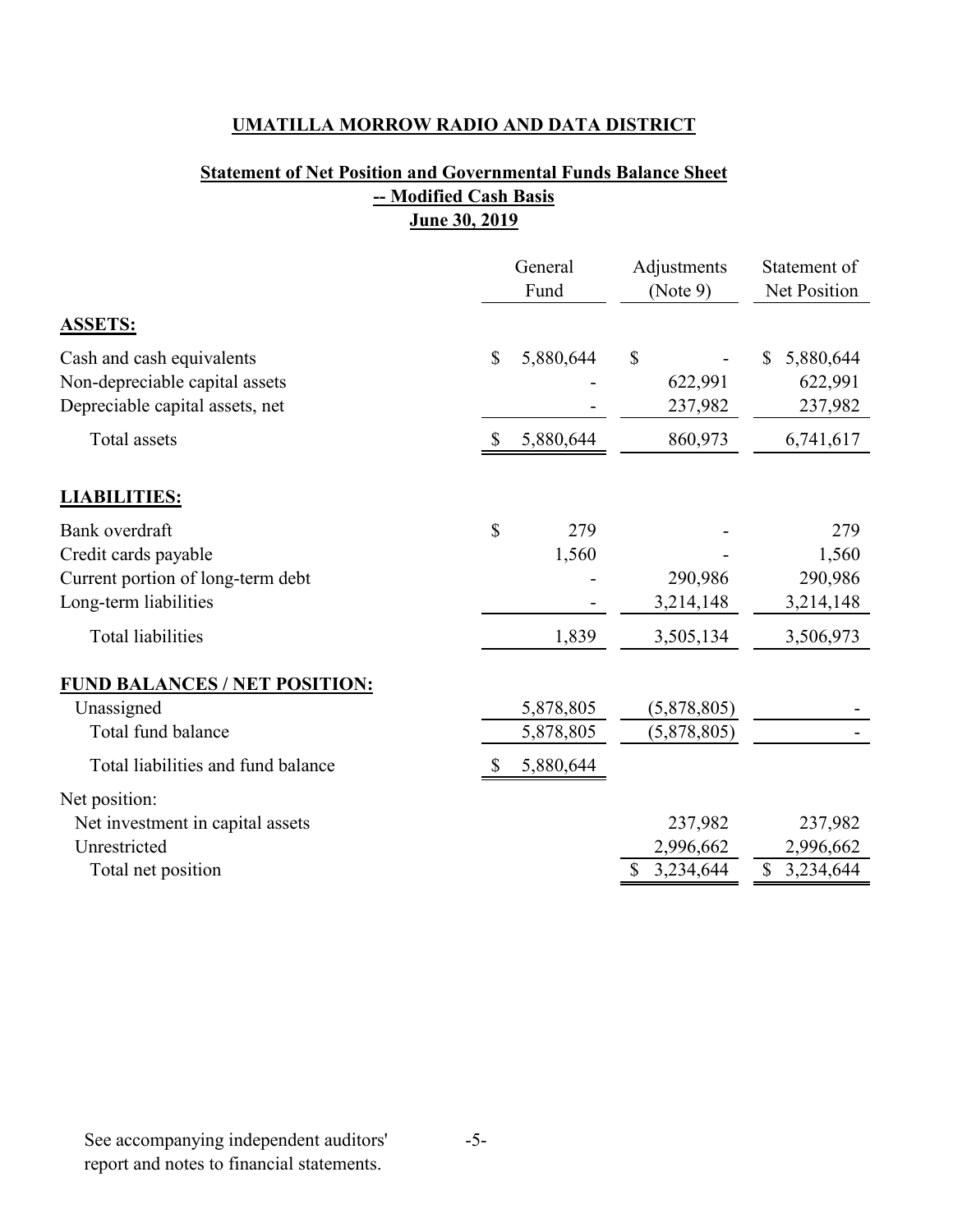# UMATILLA MORROW RADIO AND DATA DISTRICT

## Statement of Net Position and Governmental Funds Balance Sheet -- Modified Cash Basis June 30, 2019

| | General Fund | Adjustments (Note 9) | Statement of Net Position |
|---|---|---|---|
| **ASSETS:** | | | |
| Cash and cash equivalents | $ 5,880,644 | $ - | $ 5,880,644 |
| Non-depreciable capital assets | - | 622,991 | 622,991 |
| Depreciable capital assets, net | - | 237,982 | 237,982 |
| Total assets | $ 5,880,644 | 860,973 | 6,741,617 |
| **LIABILITIES:** | | | |
| Bank overdraft | $ 279 | - | 279 |
| Credit cards payable | 1,560 | - | 1,560 |
| Current portion of long-term debt | - | 290,986 | 290,986 |
| Long-term liabilities | - | 3,214,148 | 3,214,148 |
| Total liabilities | 1,839 | 3,505,134 | 3,506,973 |
| **FUND BALANCES / NET POSITION:** | | | |
| Unassigned | 5,878,805 | (5,878,805) | - |
| Total fund balance | 5,878,805 | (5,878,805) | - |
| Total liabilities and fund balance | $ 5,880,644 | | |
| Net position: | | | |
| Net investment in capital assets | | 237,982 | 237,982 |
| Unrestricted | | 2,996,662 | 2,996,662 |
| Total net position | | $ 3,234,644 | $ 3,234,644 |

See accompanying independent auditors' report and notes to financial statements.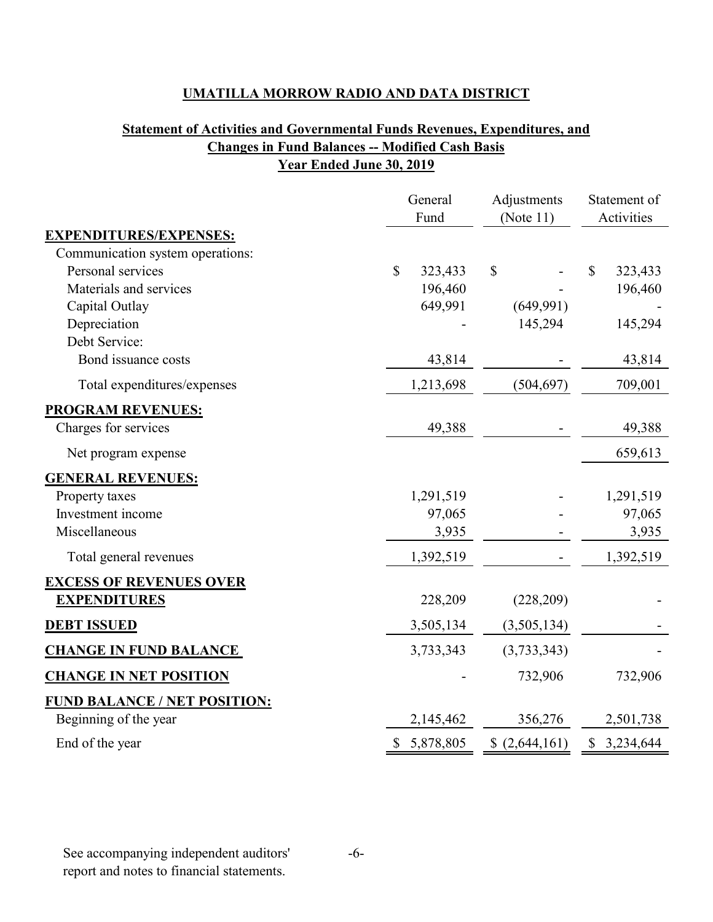## UMATILLA MORROW RADIO AND DATA DISTRICT

### Statement of Activities and Governmental Funds Revenues, Expenditures, and Changes in Fund Balances -- Modified Cash Basis
### Year Ended June 30, 2019

| | General Fund | Adjustments (Note 11) | Statement of Activities |
|---|---|---|---|
| **EXPENDITURES/EXPENSES:** | | | |
| Communication system operations: | | | |
| Personal services | $ 323,433 | $ - | $ 323,433 |
| Materials and services | 196,460 | - | 196,460 |
| Capital Outlay | 649,991 | (649,991) | - |
| Depreciation | - | 145,294 | 145,294 |
| Debt Service: | | | |
| Bond issuance costs | 43,814 | - | 43,814 |
| Total expenditures/expenses | 1,213,698 | (504,697) | 709,001 |
| **PROGRAM REVENUES:** | | | |
| Charges for services | 49,388 | - | 49,388 |
| Net program expense | | | 659,613 |
| **GENERAL REVENUES:** | | | |
| Property taxes | 1,291,519 | - | 1,291,519 |
| Investment income | 97,065 | - | 97,065 |
| Miscellaneous | 3,935 | - | 3,935 |
| Total general revenues | 1,392,519 | - | 1,392,519 |
| **EXCESS OF REVENUES OVER EXPENDITURES** | 228,209 | (228,209) | - |
| **DEBT ISSUED** | 3,505,134 | (3,505,134) | - |
| **CHANGE IN FUND BALANCE** | 3,733,343 | (3,733,343) | - |
| **CHANGE IN NET POSITION** | - | 732,906 | 732,906 |
| **FUND BALANCE / NET POSITION:** | | | |
| Beginning of the year | 2,145,462 | 356,276 | 2,501,738 |
| End of the year | $ 5,878,805 | $ (2,644,161) | $ 3,234,644 |

See accompanying independent auditors' report and notes to financial statements.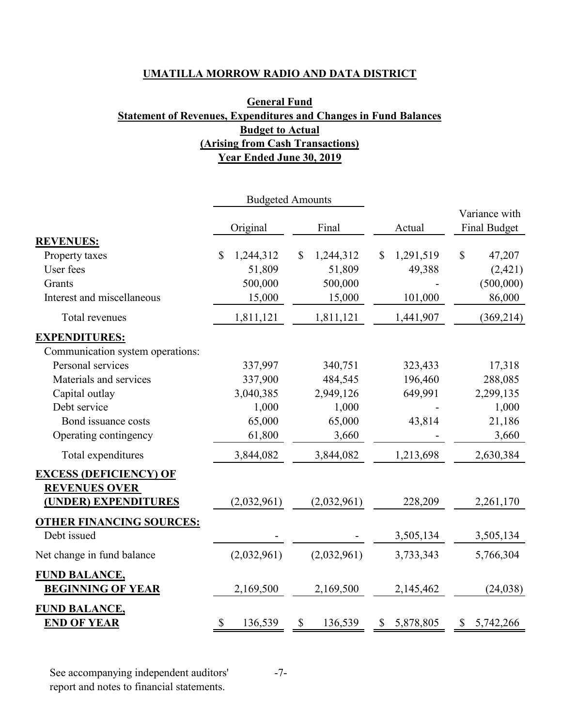**UMATILLA MORROW RADIO AND DATA DISTRICT**

**General Fund**
**Statement of Revenues, Expenditures and Changes in Fund Balances**
**Budget to Actual**
**(Arising from Cash Transactions)**
**Year Ended June 30, 2019**

| | Budgeted Amounts | | | |
|---|---|---|---|---|
| | Original | Final | Actual | Variance with Final Budget |
| **REVENUES:** | | | | |
| Property taxes | $ 1,244,312 | $ 1,244,312 | $ 1,291,519 | $ 47,207 |
| User fees | 51,809 | 51,809 | 49,388 | (2,421) |
| Grants | 500,000 | 500,000 | - | (500,000) |
| Interest and miscellaneous | 15,000 | 15,000 | 101,000 | 86,000 |
| Total revenues | 1,811,121 | 1,811,121 | 1,441,907 | (369,214) |
| **EXPENDITURES:** | | | | |
| Communication system operations: | | | | |
| Personal services | 337,997 | 340,751 | 323,433 | 17,318 |
| Materials and services | 337,900 | 484,545 | 196,460 | 288,085 |
| Capital outlay | 3,040,385 | 2,949,126 | 649,991 | 2,299,135 |
| Debt service | 1,000 | 1,000 | - | 1,000 |
| Bond issuance costs | 65,000 | 65,000 | 43,814 | 21,186 |
| Operating contingency | 61,800 | 3,660 | - | 3,660 |
| Total expenditures | 3,844,082 | 3,844,082 | 1,213,698 | 2,630,384 |
| **EXCESS (DEFICIENCY) OF REVENUES OVER (UNDER) EXPENDITURES** | (2,032,961) | (2,032,961) | 228,209 | 2,261,170 |
| **OTHER FINANCING SOURCES:** | | | | |
| Debt issued | - | - | 3,505,134 | 3,505,134 |
| Net change in fund balance | (2,032,961) | (2,032,961) | 3,733,343 | 5,766,304 |
| **FUND BALANCE, BEGINNING OF YEAR** | 2,169,500 | 2,169,500 | 2,145,462 | (24,038) |
| **FUND BALANCE, END OF YEAR** | $ 136,539 | $ 136,539 | $ 5,878,805 | $ 5,742,266 |

See accompanying independent auditors' report and notes to financial statements.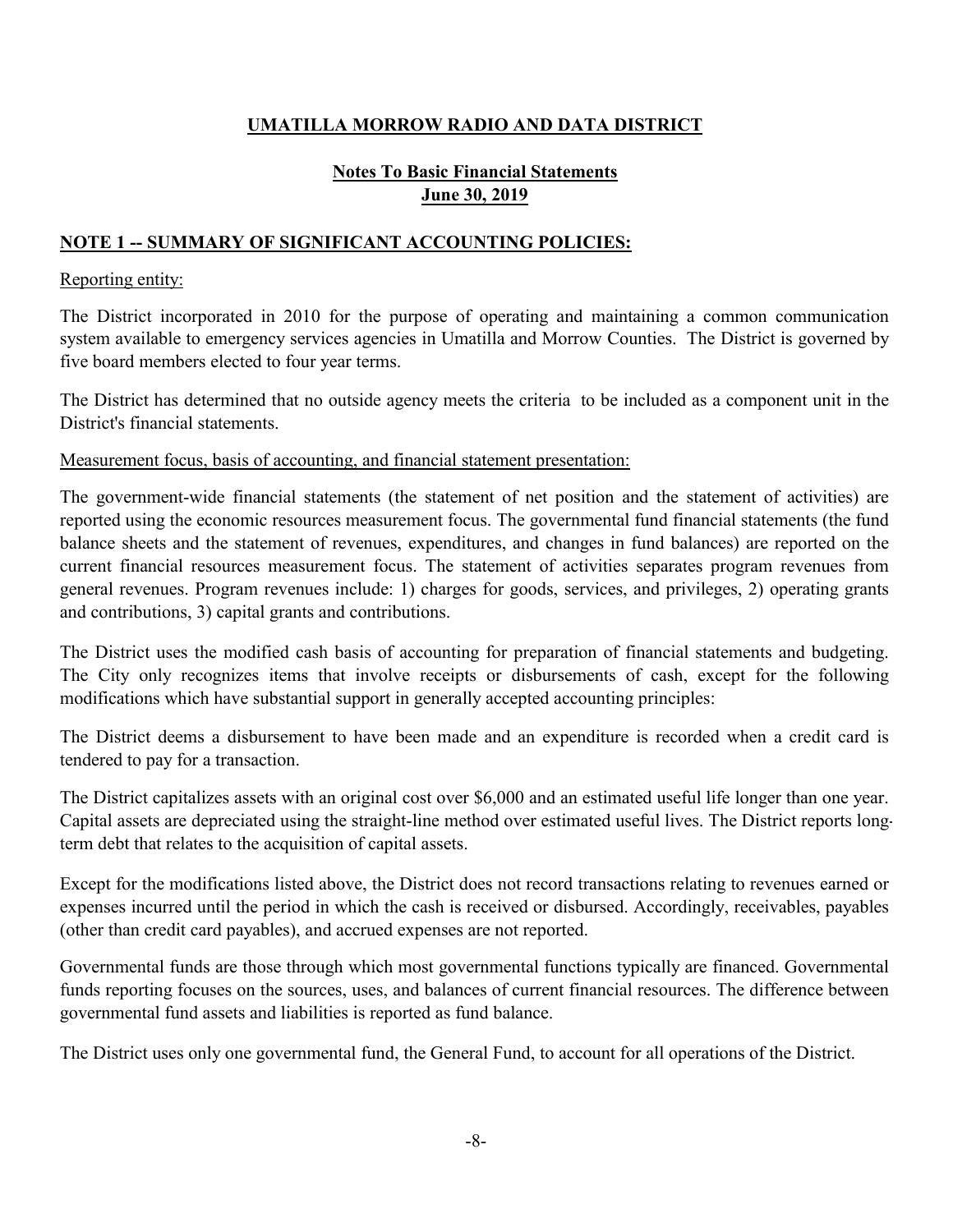# UMATILLA MORROW RADIO AND DATA DISTRICT

## Notes To Basic Financial Statements
## June 30, 2019

### NOTE 1 -- SUMMARY OF SIGNIFICANT ACCOUNTING POLICIES:

Reporting entity:

The District incorporated in 2010 for the purpose of operating and maintaining a common communication system available to emergency services agencies in Umatilla and Morrow Counties. The District is governed by five board members elected to four year terms.

The District has determined that no outside agency meets the criteria to be included as a component unit in the District's financial statements.

Measurement focus, basis of accounting, and financial statement presentation:

The government-wide financial statements (the statement of net position and the statement of activities) are reported using the economic resources measurement focus. The governmental fund financial statements (the fund balance sheets and the statement of revenues, expenditures, and changes in fund balances) are reported on the current financial resources measurement focus. The statement of activities separates program revenues from general revenues. Program revenues include: 1) charges for goods, services, and privileges, 2) operating grants and contributions, 3) capital grants and contributions.

The District uses the modified cash basis of accounting for preparation of financial statements and budgeting. The City only recognizes items that involve receipts or disbursements of cash, except for the following modifications which have substantial support in generally accepted accounting principles:

The District deems a disbursement to have been made and an expenditure is recorded when a credit card is tendered to pay for a transaction.

The District capitalizes assets with an original cost over $6,000 and an estimated useful life longer than one year. Capital assets are depreciated using the straight-line method over estimated useful lives. The District reports long-term debt that relates to the acquisition of capital assets.

Except for the modifications listed above, the District does not record transactions relating to revenues earned or expenses incurred until the period in which the cash is received or disbursed. Accordingly, receivables, payables (other than credit card payables), and accrued expenses are not reported.

Governmental funds are those through which most governmental functions typically are financed. Governmental funds reporting focuses on the sources, uses, and balances of current financial resources. The difference between governmental fund assets and liabilities is reported as fund balance.

The District uses only one governmental fund, the General Fund, to account for all operations of the District.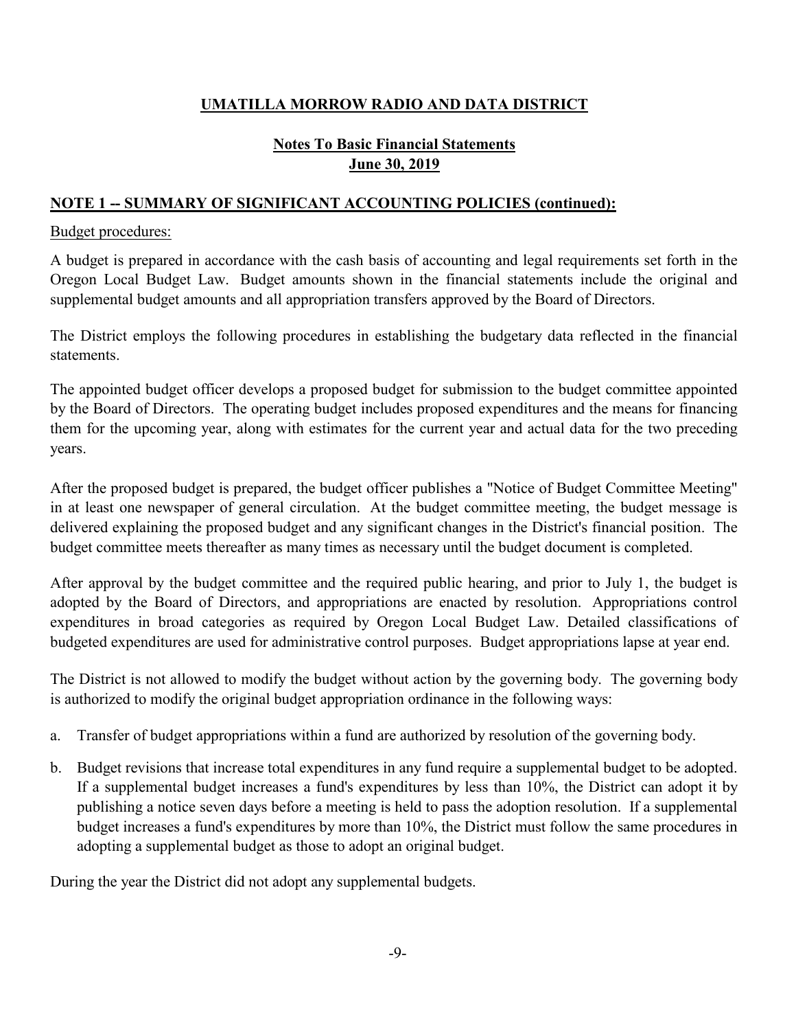# UMATILLA MORROW RADIO AND DATA DISTRICT

## Notes To Basic Financial Statements
## June 30, 2019

### NOTE 1 -- SUMMARY OF SIGNIFICANT ACCOUNTING POLICIES (continued):

Budget procedures:

A budget is prepared in accordance with the cash basis of accounting and legal requirements set forth in the Oregon Local Budget Law. Budget amounts shown in the financial statements include the original and supplemental budget amounts and all appropriation transfers approved by the Board of Directors.

The District employs the following procedures in establishing the budgetary data reflected in the financial statements.

The appointed budget officer develops a proposed budget for submission to the budget committee appointed by the Board of Directors. The operating budget includes proposed expenditures and the means for financing them for the upcoming year, along with estimates for the current year and actual data for the two preceding years.

After the proposed budget is prepared, the budget officer publishes a "Notice of Budget Committee Meeting" in at least one newspaper of general circulation. At the budget committee meeting, the budget message is delivered explaining the proposed budget and any significant changes in the District's financial position. The budget committee meets thereafter as many times as necessary until the budget document is completed.

After approval by the budget committee and the required public hearing, and prior to July 1, the budget is adopted by the Board of Directors, and appropriations are enacted by resolution. Appropriations control expenditures in broad categories as required by Oregon Local Budget Law. Detailed classifications of budgeted expenditures are used for administrative control purposes. Budget appropriations lapse at year end.

The District is not allowed to modify the budget without action by the governing body. The governing body is authorized to modify the original budget appropriation ordinance in the following ways:

a. Transfer of budget appropriations within a fund are authorized by resolution of the governing body.

b. Budget revisions that increase total expenditures in any fund require a supplemental budget to be adopted. If a supplemental budget increases a fund's expenditures by less than 10%, the District can adopt it by publishing a notice seven days before a meeting is held to pass the adoption resolution. If a supplemental budget increases a fund's expenditures by more than 10%, the District must follow the same procedures in adopting a supplemental budget as those to adopt an original budget.

During the year the District did not adopt any supplemental budgets.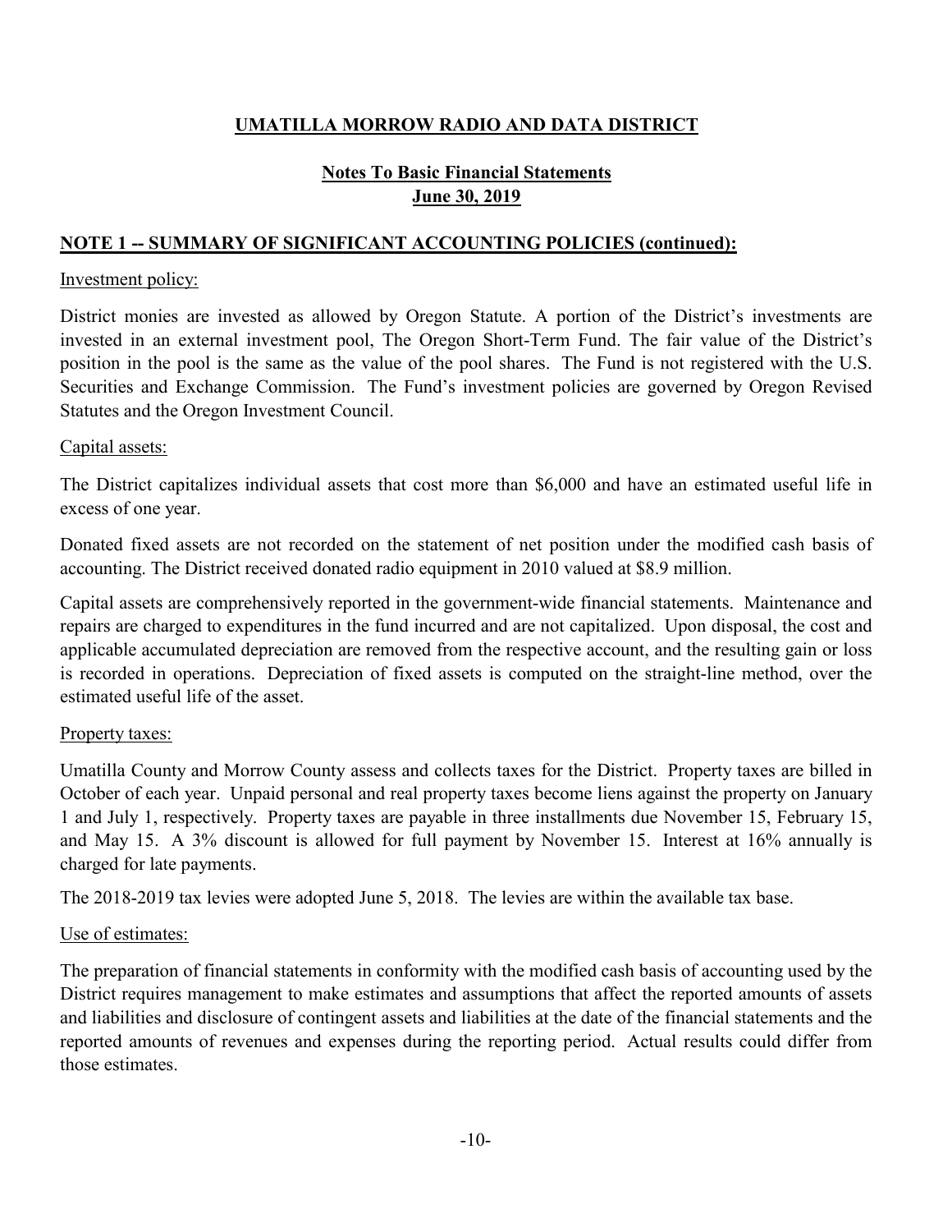## UMATILLA MORROW RADIO AND DATA DISTRICT

### Notes To Basic Financial Statements
### June 30, 2019

### NOTE 1 -- SUMMARY OF SIGNIFICANT ACCOUNTING POLICIES (continued):

Investment policy:

District monies are invested as allowed by Oregon Statute. A portion of the District's investments are invested in an external investment pool, The Oregon Short-Term Fund. The fair value of the District's position in the pool is the same as the value of the pool shares. The Fund is not registered with the U.S. Securities and Exchange Commission. The Fund's investment policies are governed by Oregon Revised Statutes and the Oregon Investment Council.

Capital assets:

The District capitalizes individual assets that cost more than $6,000 and have an estimated useful life in excess of one year.

Donated fixed assets are not recorded on the statement of net position under the modified cash basis of accounting. The District received donated radio equipment in 2010 valued at $8.9 million.

Capital assets are comprehensively reported in the government-wide financial statements. Maintenance and repairs are charged to expenditures in the fund incurred and are not capitalized. Upon disposal, the cost and applicable accumulated depreciation are removed from the respective account, and the resulting gain or loss is recorded in operations. Depreciation of fixed assets is computed on the straight-line method, over the estimated useful life of the asset.

Property taxes:

Umatilla County and Morrow County assess and collects taxes for the District. Property taxes are billed in October of each year. Unpaid personal and real property taxes become liens against the property on January 1 and July 1, respectively. Property taxes are payable in three installments due November 15, February 15, and May 15. A 3% discount is allowed for full payment by November 15. Interest at 16% annually is charged for late payments.

The 2018-2019 tax levies were adopted June 5, 2018. The levies are within the available tax base.

Use of estimates:

The preparation of financial statements in conformity with the modified cash basis of accounting used by the District requires management to make estimates and assumptions that affect the reported amounts of assets and liabilities and disclosure of contingent assets and liabilities at the date of the financial statements and the reported amounts of revenues and expenses during the reporting period. Actual results could differ from those estimates.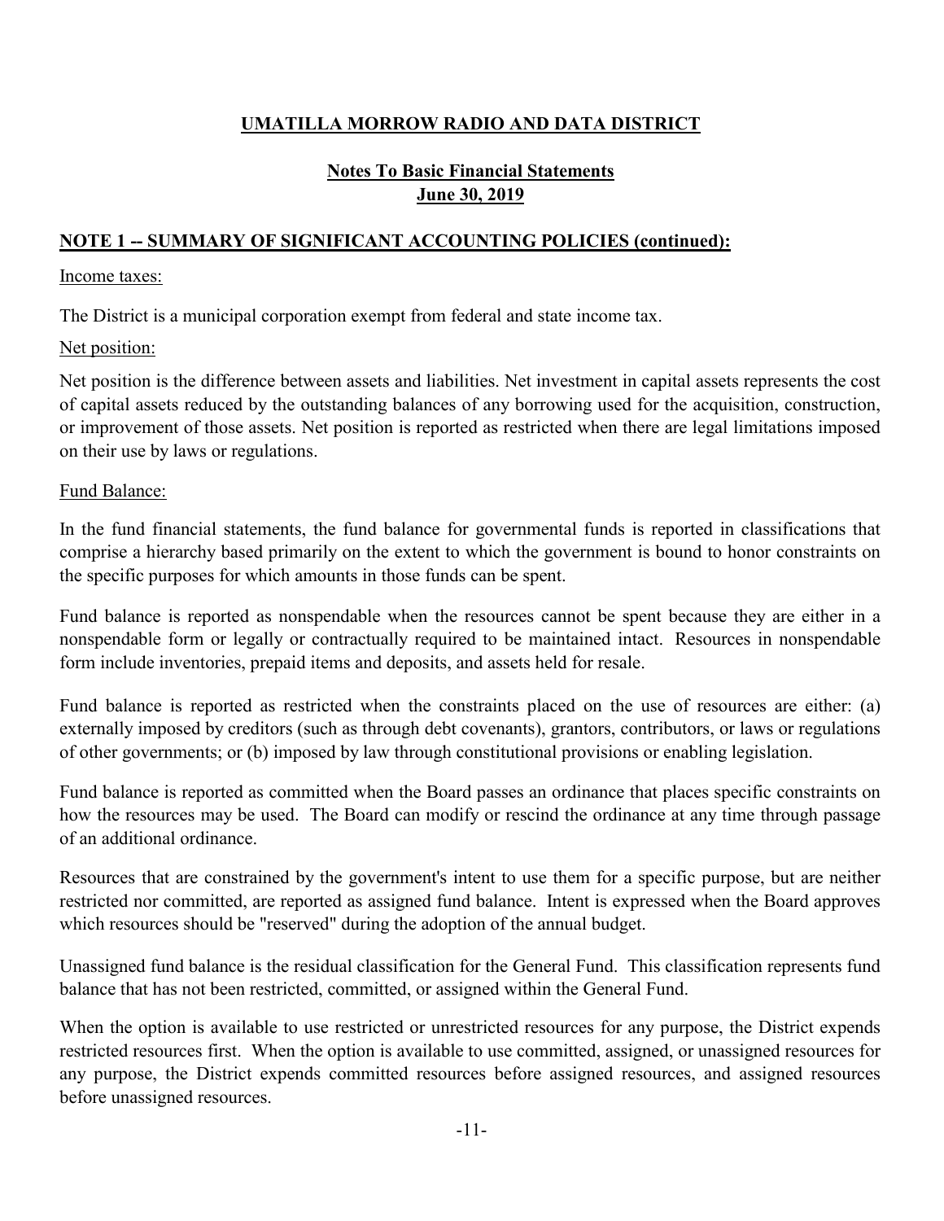# UMATILLA MORROW RADIO AND DATA DISTRICT

## Notes To Basic Financial Statements
## June 30, 2019

### NOTE 1 -- SUMMARY OF SIGNIFICANT ACCOUNTING POLICIES (continued):

Income taxes:

The District is a municipal corporation exempt from federal and state income tax.

Net position:

Net position is the difference between assets and liabilities. Net investment in capital assets represents the cost of capital assets reduced by the outstanding balances of any borrowing used for the acquisition, construction, or improvement of those assets. Net position is reported as restricted when there are legal limitations imposed on their use by laws or regulations.

Fund Balance:

In the fund financial statements, the fund balance for governmental funds is reported in classifications that comprise a hierarchy based primarily on the extent to which the government is bound to honor constraints on the specific purposes for which amounts in those funds can be spent.

Fund balance is reported as nonspendable when the resources cannot be spent because they are either in a nonspendable form or legally or contractually required to be maintained intact. Resources in nonspendable form include inventories, prepaid items and deposits, and assets held for resale.

Fund balance is reported as restricted when the constraints placed on the use of resources are either: (a) externally imposed by creditors (such as through debt covenants), grantors, contributors, or laws or regulations of other governments; or (b) imposed by law through constitutional provisions or enabling legislation.

Fund balance is reported as committed when the Board passes an ordinance that places specific constraints on how the resources may be used. The Board can modify or rescind the ordinance at any time through passage of an additional ordinance.

Resources that are constrained by the government's intent to use them for a specific purpose, but are neither restricted nor committed, are reported as assigned fund balance. Intent is expressed when the Board approves which resources should be "reserved" during the adoption of the annual budget.

Unassigned fund balance is the residual classification for the General Fund. This classification represents fund balance that has not been restricted, committed, or assigned within the General Fund.

When the option is available to use restricted or unrestricted resources for any purpose, the District expends restricted resources first. When the option is available to use committed, assigned, or unassigned resources for any purpose, the District expends committed resources before assigned resources, and assigned resources before unassigned resources.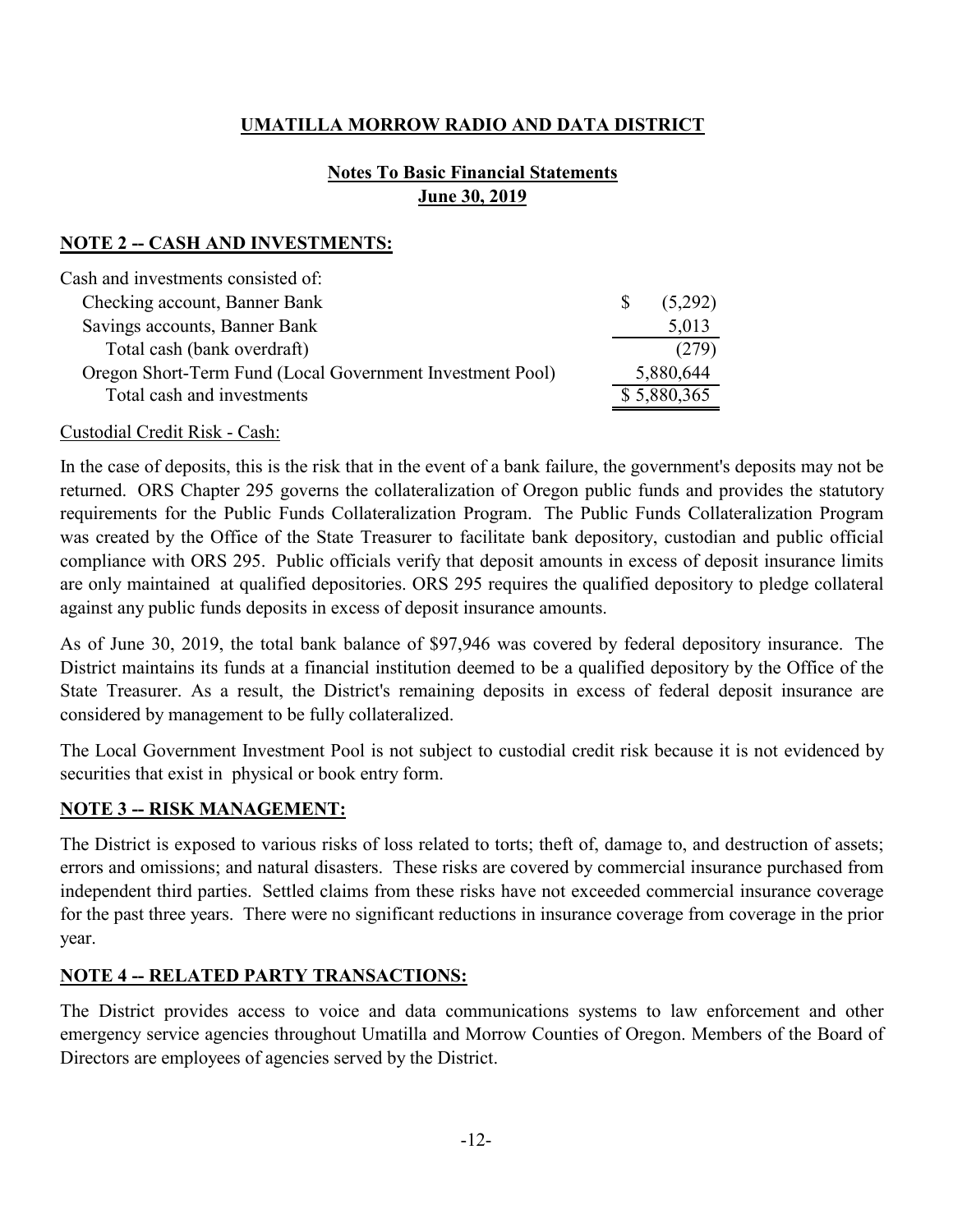# UMATILLA MORROW RADIO AND DATA DISTRICT

## Notes To Basic Financial Statements
## June 30, 2019

### NOTE 2 -- CASH AND INVESTMENTS:

| Cash and investments consisted of: | |
|---|---|
| Checking account, Banner Bank | $ (5,292) |
| Savings accounts, Banner Bank | 5,013 |
| Total cash (bank overdraft) | (279) |
| Oregon Short-Term Fund (Local Government Investment Pool) | 5,880,644 |
| Total cash and investments | $ 5,880,365 |

Custodial Credit Risk - Cash:

In the case of deposits, this is the risk that in the event of a bank failure, the government's deposits may not be returned. ORS Chapter 295 governs the collateralization of Oregon public funds and provides the statutory requirements for the Public Funds Collateralization Program. The Public Funds Collateralization Program was created by the Office of the State Treasurer to facilitate bank depository, custodian and public official compliance with ORS 295. Public officials verify that deposit amounts in excess of deposit insurance limits are only maintained at qualified depositories. ORS 295 requires the qualified depository to pledge collateral against any public funds deposits in excess of deposit insurance amounts.

As of June 30, 2019, the total bank balance of $97,946 was covered by federal depository insurance. The District maintains its funds at a financial institution deemed to be a qualified depository by the Office of the State Treasurer. As a result, the District's remaining deposits in excess of federal deposit insurance are considered by management to be fully collateralized.

The Local Government Investment Pool is not subject to custodial credit risk because it is not evidenced by securities that exist in physical or book entry form.

### NOTE 3 -- RISK MANAGEMENT:

The District is exposed to various risks of loss related to torts; theft of, damage to, and destruction of assets; errors and omissions; and natural disasters. These risks are covered by commercial insurance purchased from independent third parties. Settled claims from these risks have not exceeded commercial insurance coverage for the past three years. There were no significant reductions in insurance coverage from coverage in the prior year.

### NOTE 4 -- RELATED PARTY TRANSACTIONS:

The District provides access to voice and data communications systems to law enforcement and other emergency service agencies throughout Umatilla and Morrow Counties of Oregon. Members of the Board of Directors are employees of agencies served by the District.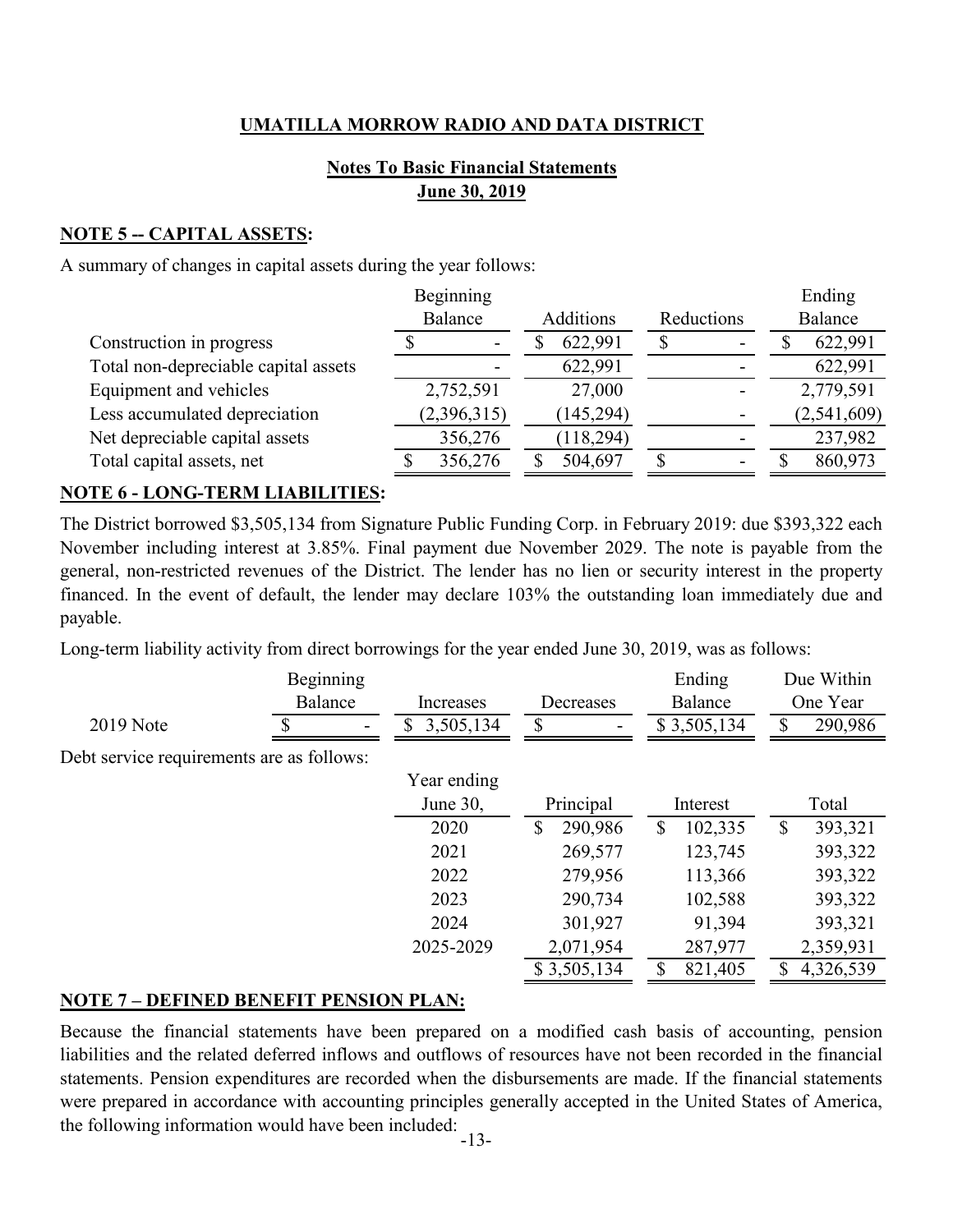## UMATILLA MORROW RADIO AND DATA DISTRICT

### Notes To Basic Financial Statements
### June 30, 2019

**NOTE 5 -- CAPITAL ASSETS:**

A summary of changes in capital assets during the year follows:

| | Beginning Balance | Additions | Reductions | Ending Balance |
|---|---|---|---|---|
| Construction in progress | $ - | $ 622,991 | $ - | $ 622,991 |
| Total non-depreciable capital assets | - | 622,991 | - | 622,991 |
| Equipment and vehicles | 2,752,591 | 27,000 | - | 2,779,591 |
| Less accumulated depreciation | (2,396,315) | (145,294) | - | (2,541,609) |
| Net depreciable capital assets | 356,276 | (118,294) | - | 237,982 |
| Total capital assets, net | $ 356,276 | $ 504,697 | $ - | $ 860,973 |

**NOTE 6 - LONG-TERM LIABILITIES:**

The District borrowed $3,505,134 from Signature Public Funding Corp. in February 2019: due $393,322 each November including interest at 3.85%. Final payment due November 2029. The note is payable from the general, non-restricted revenues of the District. The lender has no lien or security interest in the property financed. In the event of default, the lender may declare 103% the outstanding loan immediately due and payable.

Long-term liability activity from direct borrowings for the year ended June 30, 2019, was as follows:

| | Beginning Balance | Increases | Decreases | Ending Balance | Due Within One Year |
|---|---|---|---|---|---|
| 2019 Note | $ - | $ 3,505,134 | $ - | $ 3,505,134 | $ 290,986 |

Debt service requirements are as follows:

| Year ending June 30, | Principal | Interest | Total |
|---|---|---|---|
| 2020 | $ 290,986 | $ 102,335 | $ 393,321 |
| 2021 | 269,577 | 123,745 | 393,322 |
| 2022 | 279,956 | 113,366 | 393,322 |
| 2023 | 290,734 | 102,588 | 393,322 |
| 2024 | 301,927 | 91,394 | 393,321 |
| 2025-2029 | 2,071,954 | 287,977 | 2,359,931 |
| | $ 3,505,134 | $ 821,405 | $ 4,326,539 |

**NOTE 7 – DEFINED BENEFIT PENSION PLAN:**

Because the financial statements have been prepared on a modified cash basis of accounting, pension liabilities and the related deferred inflows and outflows of resources have not been recorded in the financial statements. Pension expenditures are recorded when the disbursements are made. If the financial statements were prepared in accordance with accounting principles generally accepted in the United States of America, the following information would have been included: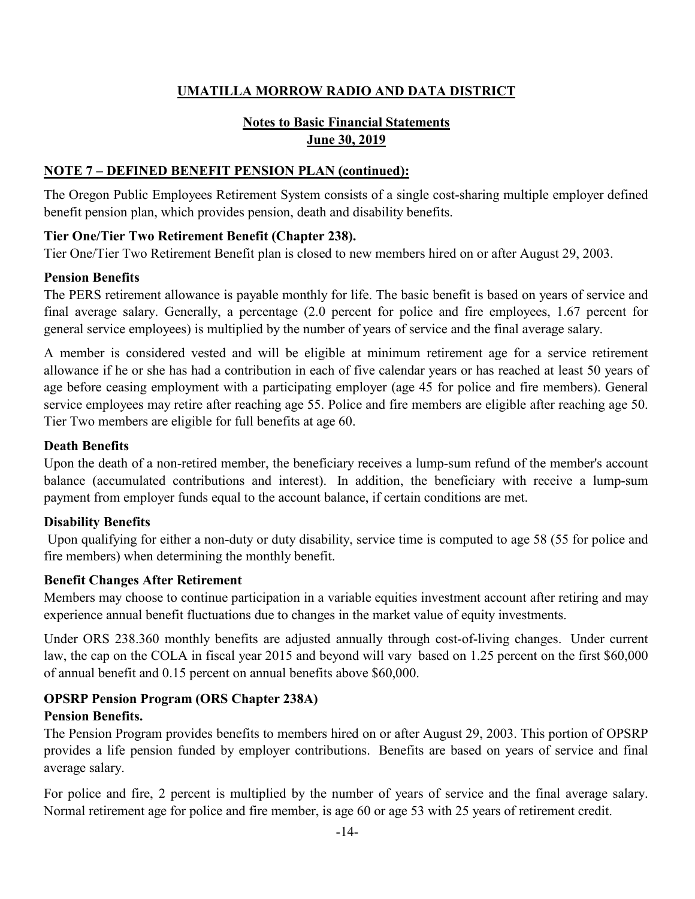## UMATILLA MORROW RADIO AND DATA DISTRICT

### Notes to Basic Financial Statements
### June 30, 2019

**NOTE 7 – DEFINED BENEFIT PENSION PLAN (continued):**

The Oregon Public Employees Retirement System consists of a single cost-sharing multiple employer defined benefit pension plan, which provides pension, death and disability benefits.

**Tier One/Tier Two Retirement Benefit (Chapter 238).**

Tier One/Tier Two Retirement Benefit plan is closed to new members hired on or after August 29, 2003.

**Pension Benefits**

The PERS retirement allowance is payable monthly for life. The basic benefit is based on years of service and final average salary. Generally, a percentage (2.0 percent for police and fire employees, 1.67 percent for general service employees) is multiplied by the number of years of service and the final average salary.

A member is considered vested and will be eligible at minimum retirement age for a service retirement allowance if he or she has had a contribution in each of five calendar years or has reached at least 50 years of age before ceasing employment with a participating employer (age 45 for police and fire members). General service employees may retire after reaching age 55. Police and fire members are eligible after reaching age 50. Tier Two members are eligible for full benefits at age 60.

**Death Benefits**

Upon the death of a non-retired member, the beneficiary receives a lump-sum refund of the member's account balance (accumulated contributions and interest). In addition, the beneficiary with receive a lump-sum payment from employer funds equal to the account balance, if certain conditions are met.

**Disability Benefits**

Upon qualifying for either a non-duty or duty disability, service time is computed to age 58 (55 for police and fire members) when determining the monthly benefit.

**Benefit Changes After Retirement**

Members may choose to continue participation in a variable equities investment account after retiring and may experience annual benefit fluctuations due to changes in the market value of equity investments.

Under ORS 238.360 monthly benefits are adjusted annually through cost-of-living changes. Under current law, the cap on the COLA in fiscal year 2015 and beyond will vary based on 1.25 percent on the first $60,000 of annual benefit and 0.15 percent on annual benefits above $60,000.

**OPSRP Pension Program (ORS Chapter 238A)**

**Pension Benefits.**

The Pension Program provides benefits to members hired on or after August 29, 2003. This portion of OPSRP provides a life pension funded by employer contributions. Benefits are based on years of service and final average salary.

For police and fire, 2 percent is multiplied by the number of years of service and the final average salary. Normal retirement age for police and fire member, is age 60 or age 53 with 25 years of retirement credit.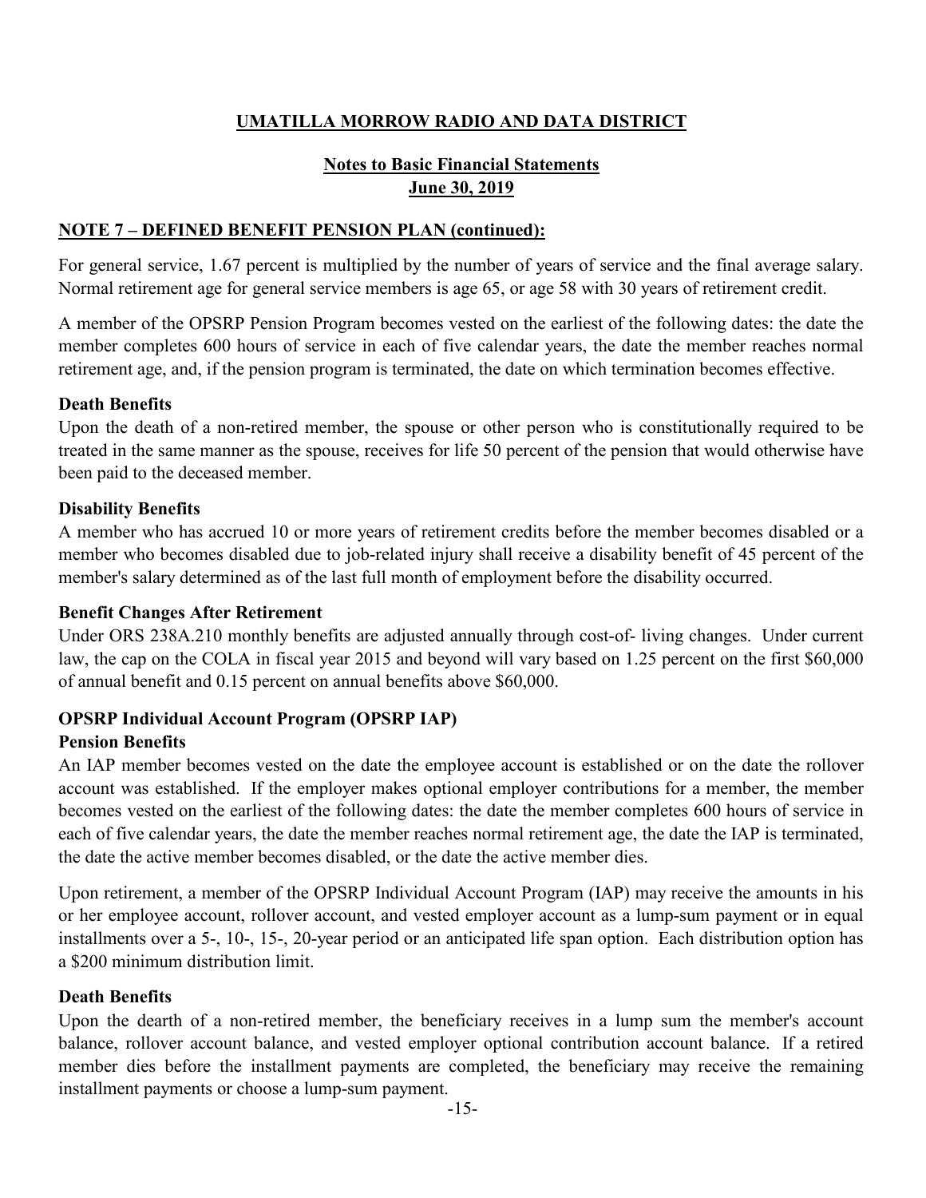# UMATILLA MORROW RADIO AND DATA DISTRICT

## Notes to Basic Financial Statements
## June 30, 2019

### NOTE 7 – DEFINED BENEFIT PENSION PLAN (continued):

For general service, 1.67 percent is multiplied by the number of years of service and the final average salary. Normal retirement age for general service members is age 65, or age 58 with 30 years of retirement credit.

A member of the OPSRP Pension Program becomes vested on the earliest of the following dates: the date the member completes 600 hours of service in each of five calendar years, the date the member reaches normal retirement age, and, if the pension program is terminated, the date on which termination becomes effective.

**Death Benefits**
Upon the death of a non-retired member, the spouse or other person who is constitutionally required to be treated in the same manner as the spouse, receives for life 50 percent of the pension that would otherwise have been paid to the deceased member.

**Disability Benefits**
A member who has accrued 10 or more years of retirement credits before the member becomes disabled or a member who becomes disabled due to job-related injury shall receive a disability benefit of 45 percent of the member's salary determined as of the last full month of employment before the disability occurred.

**Benefit Changes After Retirement**
Under ORS 238A.210 monthly benefits are adjusted annually through cost-of- living changes. Under current law, the cap on the COLA in fiscal year 2015 and beyond will vary based on 1.25 percent on the first $60,000 of annual benefit and 0.15 percent on annual benefits above $60,000.

**OPSRP Individual Account Program (OPSRP IAP)**
**Pension Benefits**
An IAP member becomes vested on the date the employee account is established or on the date the rollover account was established. If the employer makes optional employer contributions for a member, the member becomes vested on the earliest of the following dates: the date the member completes 600 hours of service in each of five calendar years, the date the member reaches normal retirement age, the date the IAP is terminated, the date the active member becomes disabled, or the date the active member dies.

Upon retirement, a member of the OPSRP Individual Account Program (IAP) may receive the amounts in his or her employee account, rollover account, and vested employer account as a lump-sum payment or in equal installments over a 5-, 10-, 15-, 20-year period or an anticipated life span option. Each distribution option has a $200 minimum distribution limit.

**Death Benefits**
Upon the dearth of a non-retired member, the beneficiary receives in a lump sum the member's account balance, rollover account balance, and vested employer optional contribution account balance. If a retired member dies before the installment payments are completed, the beneficiary may receive the remaining installment payments or choose a lump-sum payment.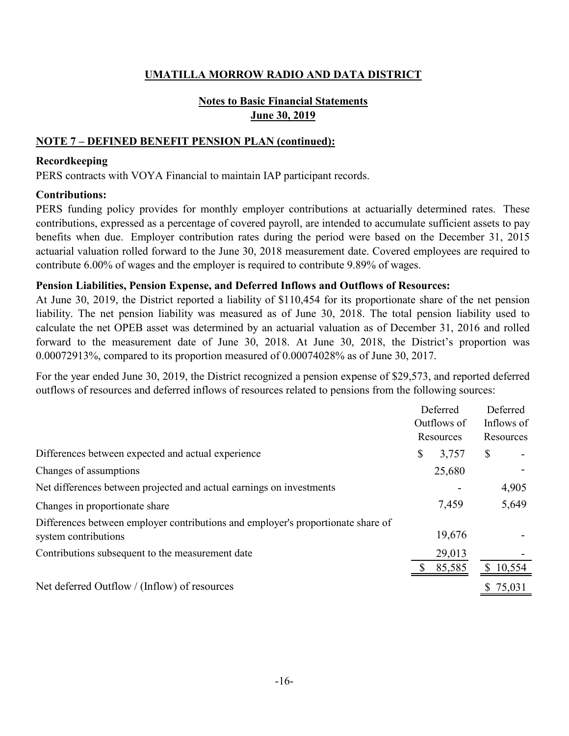# UMATILLA MORROW RADIO AND DATA DISTRICT

## Notes to Basic Financial Statements
## June 30, 2019

### NOTE 7 – DEFINED BENEFIT PENSION PLAN (continued):

**Recordkeeping**

PERS contracts with VOYA Financial to maintain IAP participant records.

**Contributions:**

PERS funding policy provides for monthly employer contributions at actuarially determined rates. These contributions, expressed as a percentage of covered payroll, are intended to accumulate sufficient assets to pay benefits when due. Employer contribution rates during the period were based on the December 31, 2015 actuarial valuation rolled forward to the June 30, 2018 measurement date. Covered employees are required to contribute 6.00% of wages and the employer is required to contribute 9.89% of wages.

**Pension Liabilities, Pension Expense, and Deferred Inflows and Outflows of Resources:**

At June 30, 2019, the District reported a liability of $110,454 for its proportionate share of the net pension liability. The net pension liability was measured as of June 30, 2018. The total pension liability used to calculate the net OPEB asset was determined by an actuarial valuation as of December 31, 2016 and rolled forward to the measurement date of June 30, 2018. At June 30, 2018, the District's proportion was 0.00072913%, compared to its proportion measured of 0.00074028% as of June 30, 2017.

For the year ended June 30, 2019, the District recognized a pension expense of $29,573, and reported deferred outflows of resources and deferred inflows of resources related to pensions from the following sources:

| | Deferred Outflows of Resources | Deferred Inflows of Resources |
|---|---|---|
| Differences between expected and actual experience | $ 3,757 | $ - |
| Changes of assumptions | 25,680 | - |
| Net differences between projected and actual earnings on investments | - | 4,905 |
| Changes in proportionate share | 7,459 | 5,649 |
| Differences between employer contributions and employer's proportionate share of system contributions | 19,676 | - |
| Contributions subsequent to the measurement date | 29,013 | - |
| | $ 85,585 | $ 10,554 |
| Net deferred Outflow / (Inflow) of resources | | $ 75,031 |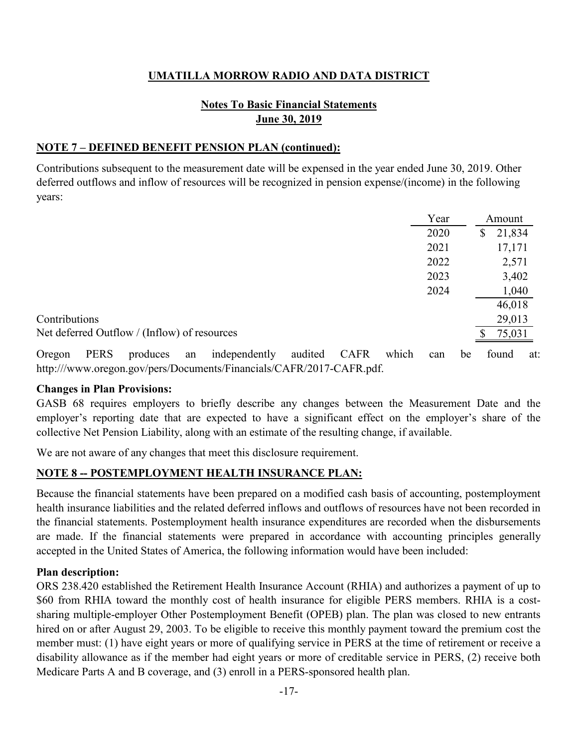## UMATILLA MORROW RADIO AND DATA DISTRICT

### Notes To Basic Financial Statements
### June 30, 2019

**NOTE 7 – DEFINED BENEFIT PENSION PLAN (continued):**

Contributions subsequent to the measurement date will be expensed in the year ended June 30, 2019. Other deferred outflows and inflow of resources will be recognized in pension expense/(income) in the following years:

| | Year | Amount |
|---|---|---|
| | 2020 | $ 21,834 |
| | 2021 | 17,171 |
| | 2022 | 2,571 |
| | 2023 | 3,402 |
| | 2024 | 1,040 |
| | | 46,018 |
| Contributions | | 29,013 |
| Net deferred Outflow / (Inflow) of resources | | $ 75,031 |

Oregon PERS produces an independently audited CAFR which can be found at: http:///www.oregon.gov/pers/Documents/Financials/CAFR/2017-CAFR.pdf.

**Changes in Plan Provisions:**

GASB 68 requires employers to briefly describe any changes between the Measurement Date and the employer's reporting date that are expected to have a significant effect on the employer's share of the collective Net Pension Liability, along with an estimate of the resulting change, if available.

We are not aware of any changes that meet this disclosure requirement.

**NOTE 8 -- POSTEMPLOYMENT HEALTH INSURANCE PLAN:**

Because the financial statements have been prepared on a modified cash basis of accounting, postemployment health insurance liabilities and the related deferred inflows and outflows of resources have not been recorded in the financial statements. Postemployment health insurance expenditures are recorded when the disbursements are made. If the financial statements were prepared in accordance with accounting principles generally accepted in the United States of America, the following information would have been included:

**Plan description:**

ORS 238.420 established the Retirement Health Insurance Account (RHIA) and authorizes a payment of up to $60 from RHIA toward the monthly cost of health insurance for eligible PERS members. RHIA is a cost-sharing multiple-employer Other Postemployment Benefit (OPEB) plan. The plan was closed to new entrants hired on or after August 29, 2003. To be eligible to receive this monthly payment toward the premium cost the member must: (1) have eight years or more of qualifying service in PERS at the time of retirement or receive a disability allowance as if the member had eight years or more of creditable service in PERS, (2) receive both Medicare Parts A and B coverage, and (3) enroll in a PERS-sponsored health plan.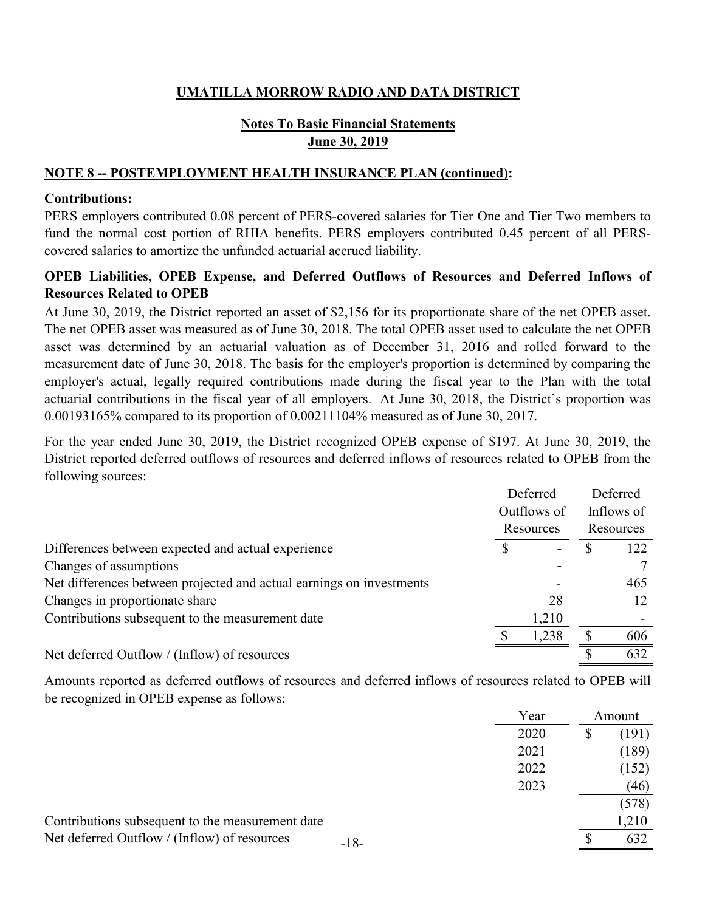# UMATILLA MORROW RADIO AND DATA DISTRICT

## Notes To Basic Financial Statements
## June 30, 2019

### NOTE 8 -- POSTEMPLOYMENT HEALTH INSURANCE PLAN (continued):

**Contributions:**

PERS employers contributed 0.08 percent of PERS-covered salaries for Tier One and Tier Two members to fund the normal cost portion of RHIA benefits. PERS employers contributed 0.45 percent of all PERS-covered salaries to amortize the unfunded actuarial accrued liability.

**OPEB Liabilities, OPEB Expense, and Deferred Outflows of Resources and Deferred Inflows of Resources Related to OPEB**

At June 30, 2019, the District reported an asset of $2,156 for its proportionate share of the net OPEB asset. The net OPEB asset was measured as of June 30, 2018. The total OPEB asset used to calculate the net OPEB asset was determined by an actuarial valuation as of December 31, 2016 and rolled forward to the measurement date of June 30, 2018. The basis for the employer's proportion is determined by comparing the employer's actual, legally required contributions made during the fiscal year to the Plan with the total actuarial contributions in the fiscal year of all employers. At June 30, 2018, the District's proportion was 0.00193165% compared to its proportion of 0.00211104% measured as of June 30, 2017.

For the year ended June 30, 2019, the District recognized OPEB expense of $197. At June 30, 2019, the District reported deferred outflows of resources and deferred inflows of resources related to OPEB from the following sources:

| | Deferred Outflows of Resources | Deferred Inflows of Resources |
|---|---|---|
| Differences between expected and actual experience | $ - | $ 122 |
| Changes of assumptions | - | 7 |
| Net differences between projected and actual earnings on investments | - | 465 |
| Changes in proportionate share | 28 | 12 |
| Contributions subsequent to the measurement date | 1,210 | - |
| | $ 1,238 | $ 606 |
| Net deferred Outflow / (Inflow) of resources | | $ 632 |

Amounts reported as deferred outflows of resources and deferred inflows of resources related to OPEB will be recognized in OPEB expense as follows:

| | Year | Amount |
|---|---|---|
| | 2020 | $ (191) |
| | 2021 | (189) |
| | 2022 | (152) |
| | 2023 | (46) |
| | | (578) |
| Contributions subsequent to the measurement date | | 1,210 |
| Net deferred Outflow / (Inflow) of resources | | $ 632 |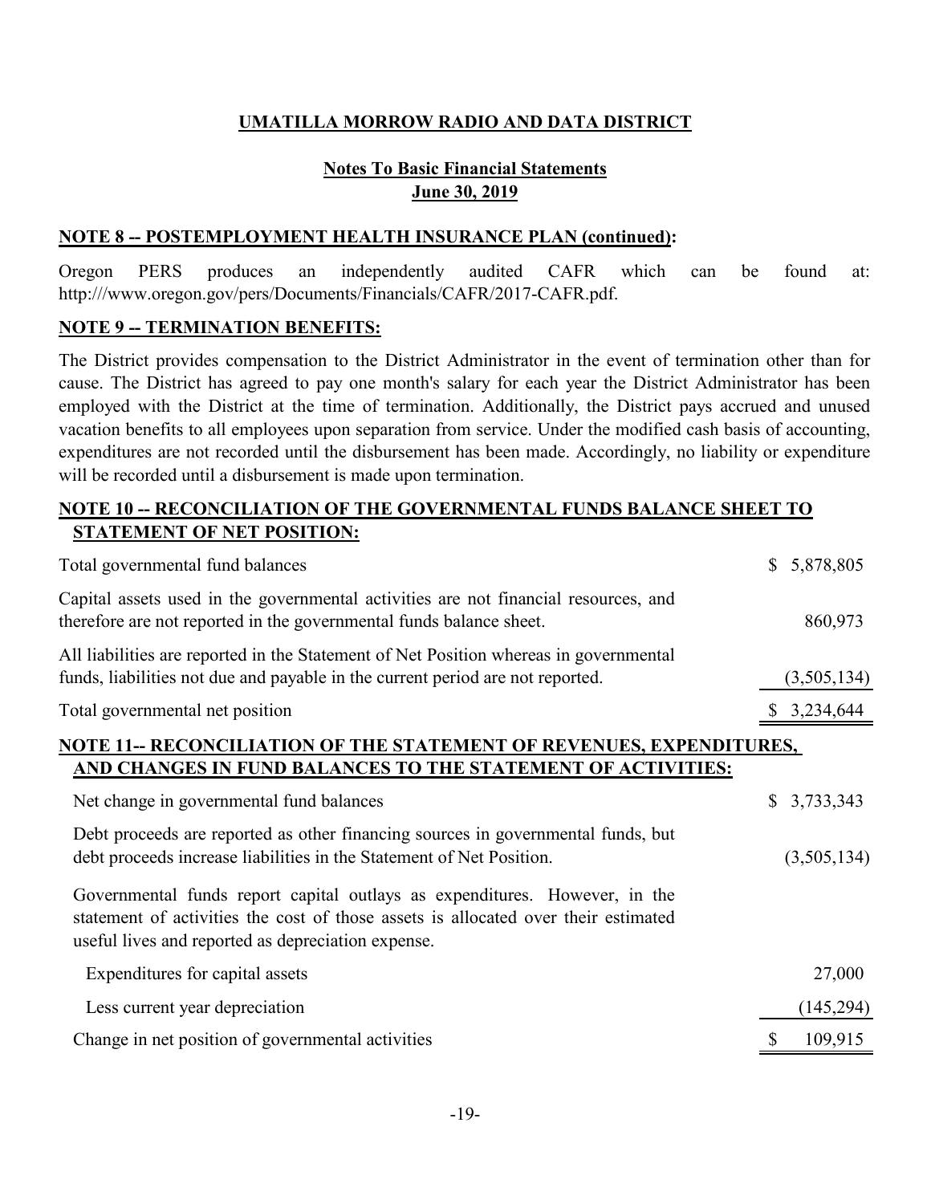**UMATILLA MORROW RADIO AND DATA DISTRICT**

**Notes To Basic Financial Statements**
**June 30, 2019**

**NOTE 8 -- POSTEMPLOYMENT HEALTH INSURANCE PLAN (continued):**

Oregon PERS produces an independently audited CAFR which can be found at: http:///www.oregon.gov/pers/Documents/Financials/CAFR/2017-CAFR.pdf.

**NOTE 9 -- TERMINATION BENEFITS:**

The District provides compensation to the District Administrator in the event of termination other than for cause. The District has agreed to pay one month's salary for each year the District Administrator has been employed with the District at the time of termination. Additionally, the District pays accrued and unused vacation benefits to all employees upon separation from service. Under the modified cash basis of accounting, expenditures are not recorded until the disbursement has been made. Accordingly, no liability or expenditure will be recorded until a disbursement is made upon termination.

**NOTE 10 -- RECONCILIATION OF THE GOVERNMENTAL FUNDS BALANCE SHEET TO STATEMENT OF NET POSITION:**

| | |
|---|---|
| Total governmental fund balances | $ 5,878,805 |
| Capital assets used in the governmental activities are not financial resources, and therefore are not reported in the governmental funds balance sheet. | 860,973 |
| All liabilities are reported in the Statement of Net Position whereas in governmental funds, liabilities not due and payable in the current period are not reported. | (3,505,134) |
| Total governmental net position | $ 3,234,644 |

**NOTE 11-- RECONCILIATION OF THE STATEMENT OF REVENUES, EXPENDITURES, AND CHANGES IN FUND BALANCES TO THE STATEMENT OF ACTIVITIES:**

| | |
|---|---|
| Net change in governmental fund balances | $ 3,733,343 |
| Debt proceeds are reported as other financing sources in governmental funds, but debt proceeds increase liabilities in the Statement of Net Position. | (3,505,134) |
| Governmental funds report capital outlays as expenditures. However, in the statement of activities the cost of those assets is allocated over their estimated useful lives and reported as depreciation expense. | |
| Expenditures for capital assets | 27,000 |
| Less current year depreciation | (145,294) |
| Change in net position of governmental activities | $ 109,915 |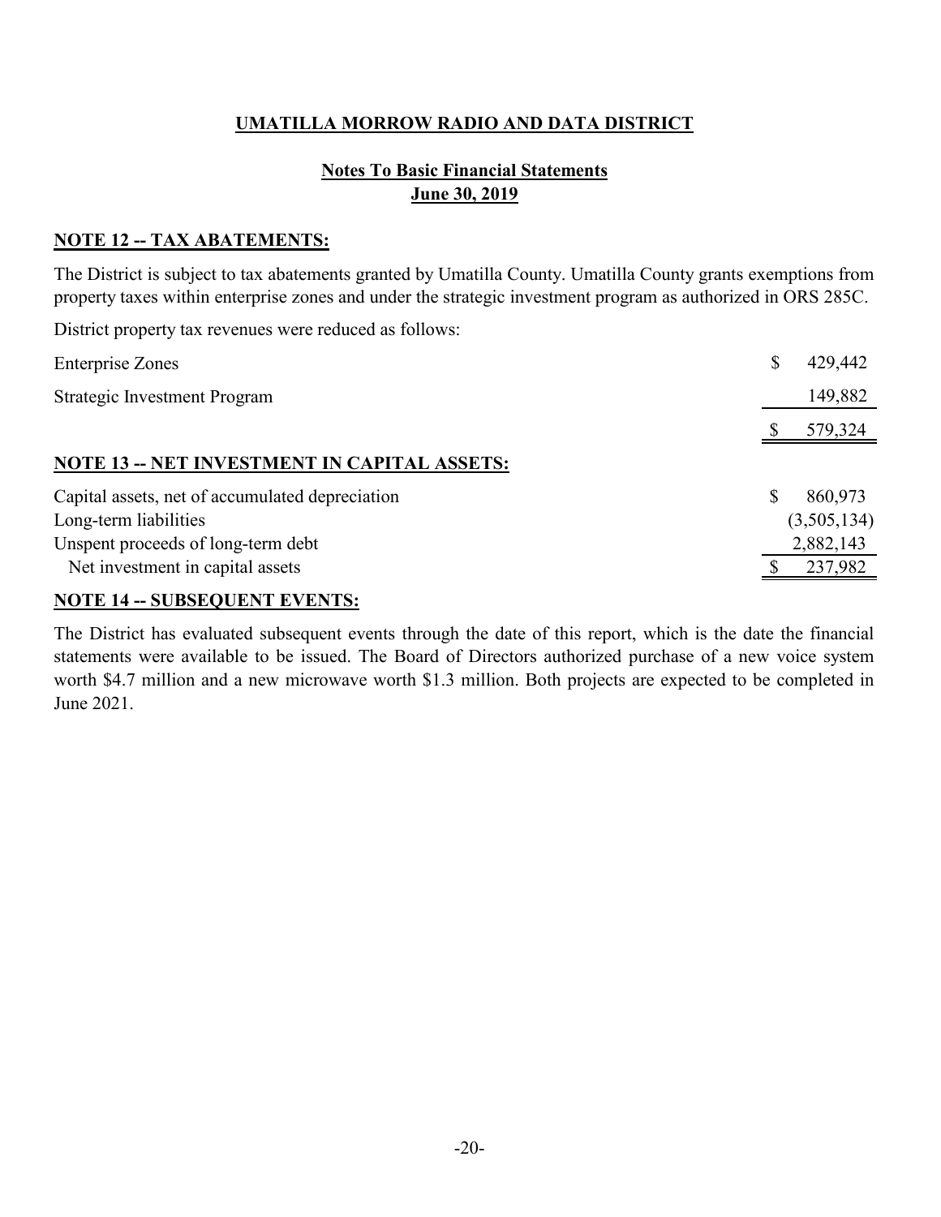## UMATILLA MORROW RADIO AND DATA DISTRICT

### Notes To Basic Financial Statements
### June 30, 2019

**NOTE 12 -- TAX ABATEMENTS:**

The District is subject to tax abatements granted by Umatilla County. Umatilla County grants exemptions from property taxes within enterprise zones and under the strategic investment program as authorized in ORS 285C.

District property tax revenues were reduced as follows:

| | |
|---|---|
| Enterprise Zones | $ 429,442 |
| Strategic Investment Program | 149,882 |
| | $ 579,324 |

**NOTE 13 -- NET INVESTMENT IN CAPITAL ASSETS:**

| | |
|---|---|
| Capital assets, net of accumulated depreciation | $ 860,973 |
| Long-term liabilities | (3,505,134) |
| Unspent proceeds of long-term debt | 2,882,143 |
| Net investment in capital assets | $ 237,982 |

**NOTE 14 -- SUBSEQUENT EVENTS:**

The District has evaluated subsequent events through the date of this report, which is the date the financial statements were available to be issued. The Board of Directors authorized purchase of a new voice system worth $4.7 million and a new microwave worth $1.3 million. Both projects are expected to be completed in June 2021.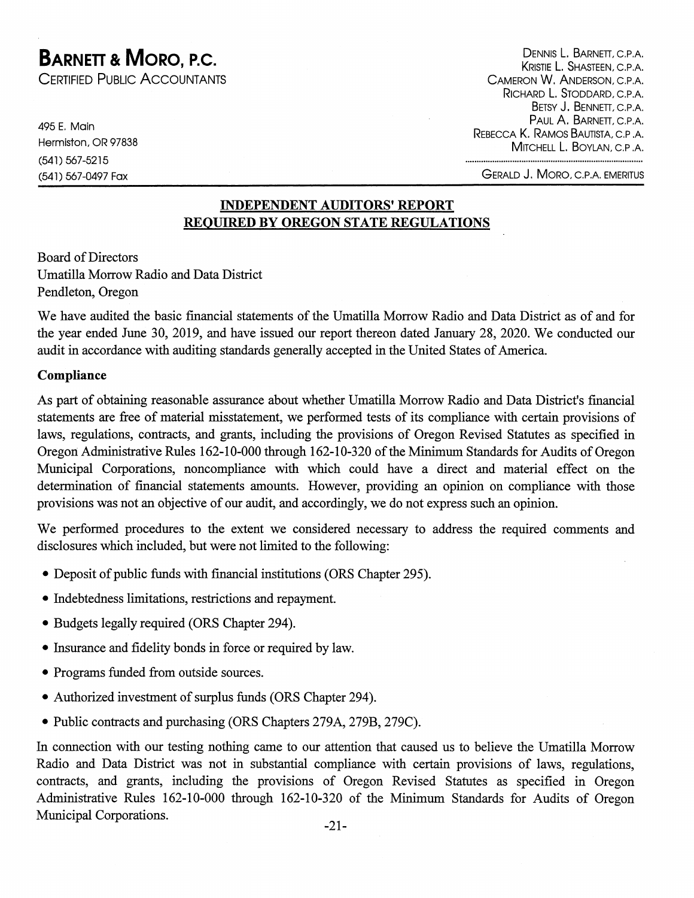# BARNETT & MORO, P.C.

CERTIFIED PUBLIC ACCOUNTANTS

495 E. Main
Hermiston, OR 97838
(541) 567-5215
(541) 567-0497 Fax

DENNIS L. BARNETT, C.P.A.
KRISTIE L. SHASTEEN, C.P.A.
CAMERON W. ANDERSON, C.P.A.
RICHARD L. STODDARD, C.P.A.
BETSY J. BENNETT, C.P.A.
PAUL A. BARNETT, C.P.A.
REBECCA K. RAMOS BAUTISTA, C.P.A.
MITCHELL L. BOYLAN, C.P.A.

GERALD J. MORO, C.P.A. EMERITUS

## INDEPENDENT AUDITORS' REPORT REQUIRED BY OREGON STATE REGULATIONS

Board of Directors
Umatilla Morrow Radio and Data District
Pendleton, Oregon

We have audited the basic financial statements of the Umatilla Morrow Radio and Data District as of and for the year ended June 30, 2019, and have issued our report thereon dated January 28, 2020. We conducted our audit in accordance with auditing standards generally accepted in the United States of America.

**Compliance**

As part of obtaining reasonable assurance about whether Umatilla Morrow Radio and Data District's financial statements are free of material misstatement, we performed tests of its compliance with certain provisions of laws, regulations, contracts, and grants, including the provisions of Oregon Revised Statutes as specified in Oregon Administrative Rules 162-10-000 through 162-10-320 of the Minimum Standards for Audits of Oregon Municipal Corporations, noncompliance with which could have a direct and material effect on the determination of financial statements amounts. However, providing an opinion on compliance with those provisions was not an objective of our audit, and accordingly, we do not express such an opinion.

We performed procedures to the extent we considered necessary to address the required comments and disclosures which included, but were not limited to the following:

- Deposit of public funds with financial institutions (ORS Chapter 295).
- Indebtedness limitations, restrictions and repayment.
- Budgets legally required (ORS Chapter 294).
- Insurance and fidelity bonds in force or required by law.
- Programs funded from outside sources.
- Authorized investment of surplus funds (ORS Chapter 294).
- Public contracts and purchasing (ORS Chapters 279A, 279B, 279C).

In connection with our testing nothing came to our attention that caused us to believe the Umatilla Morrow Radio and Data District was not in substantial compliance with certain provisions of laws, regulations, contracts, and grants, including the provisions of Oregon Revised Statutes as specified in Oregon Administrative Rules 162-10-000 through 162-10-320 of the Minimum Standards for Audits of Oregon Municipal Corporations.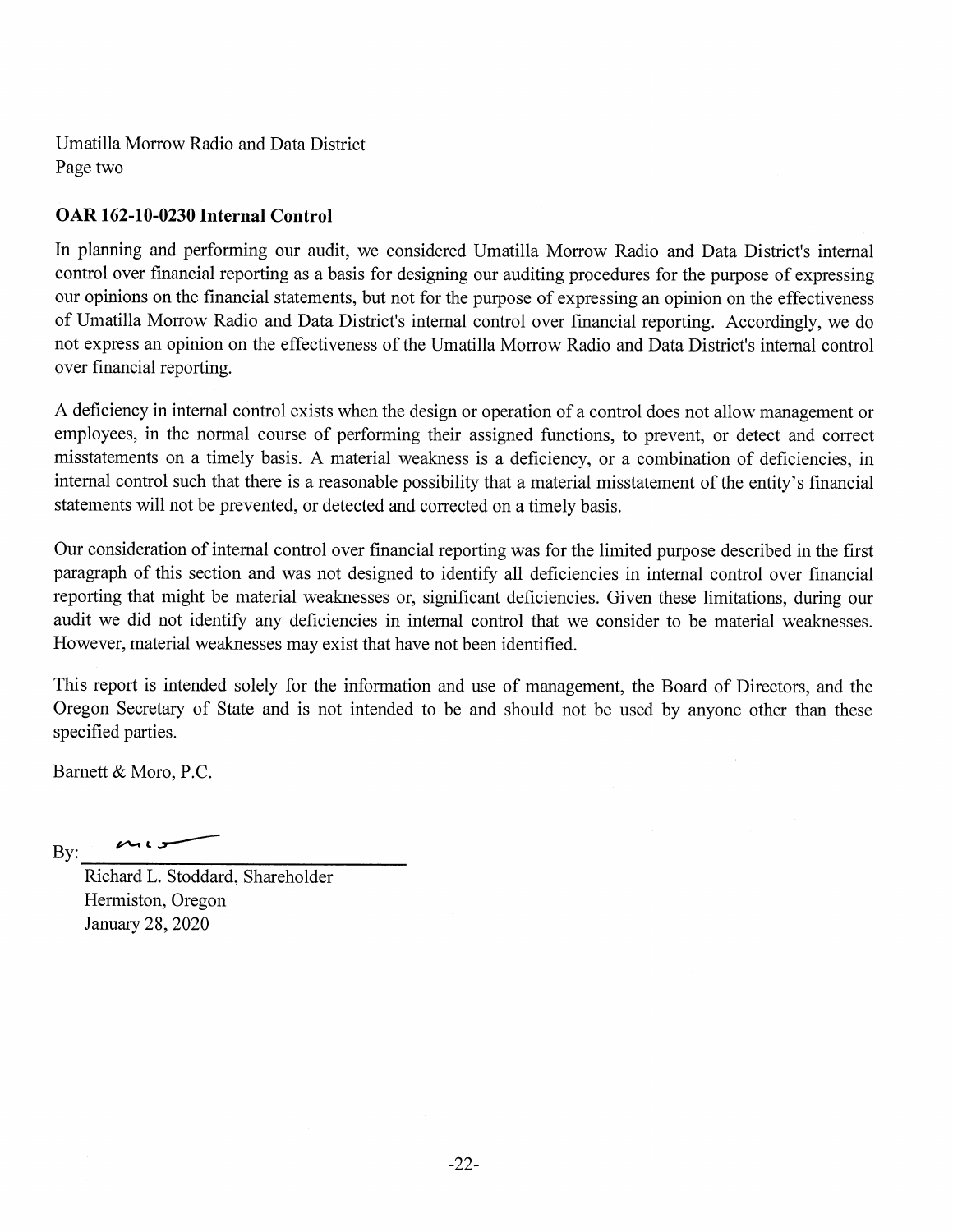Umatilla Morrow Radio and Data District
Page two

**OAR 162-10-0230 Internal Control**

In planning and performing our audit, we considered Umatilla Morrow Radio and Data District's internal control over financial reporting as a basis for designing our auditing procedures for the purpose of expressing our opinions on the financial statements, but not for the purpose of expressing an opinion on the effectiveness of Umatilla Morrow Radio and Data District's internal control over financial reporting. Accordingly, we do not express an opinion on the effectiveness of the Umatilla Morrow Radio and Data District's internal control over financial reporting.

A deficiency in internal control exists when the design or operation of a control does not allow management or employees, in the normal course of performing their assigned functions, to prevent, or detect and correct misstatements on a timely basis. A material weakness is a deficiency, or a combination of deficiencies, in internal control such that there is a reasonable possibility that a material misstatement of the entity's financial statements will not be prevented, or detected and corrected on a timely basis.

Our consideration of internal control over financial reporting was for the limited purpose described in the first paragraph of this section and was not designed to identify all deficiencies in internal control over financial reporting that might be material weaknesses or, significant deficiencies. Given these limitations, during our audit we did not identify any deficiencies in internal control that we consider to be material weaknesses. However, material weaknesses may exist that have not been identified.

This report is intended solely for the information and use of management, the Board of Directors, and the Oregon Secretary of State and is not intended to be and should not be used by anyone other than these specified parties.

Barnett & Moro, P.C.

By: ______________________________

Richard L. Stoddard, Shareholder
Hermiston, Oregon
January 28, 2020